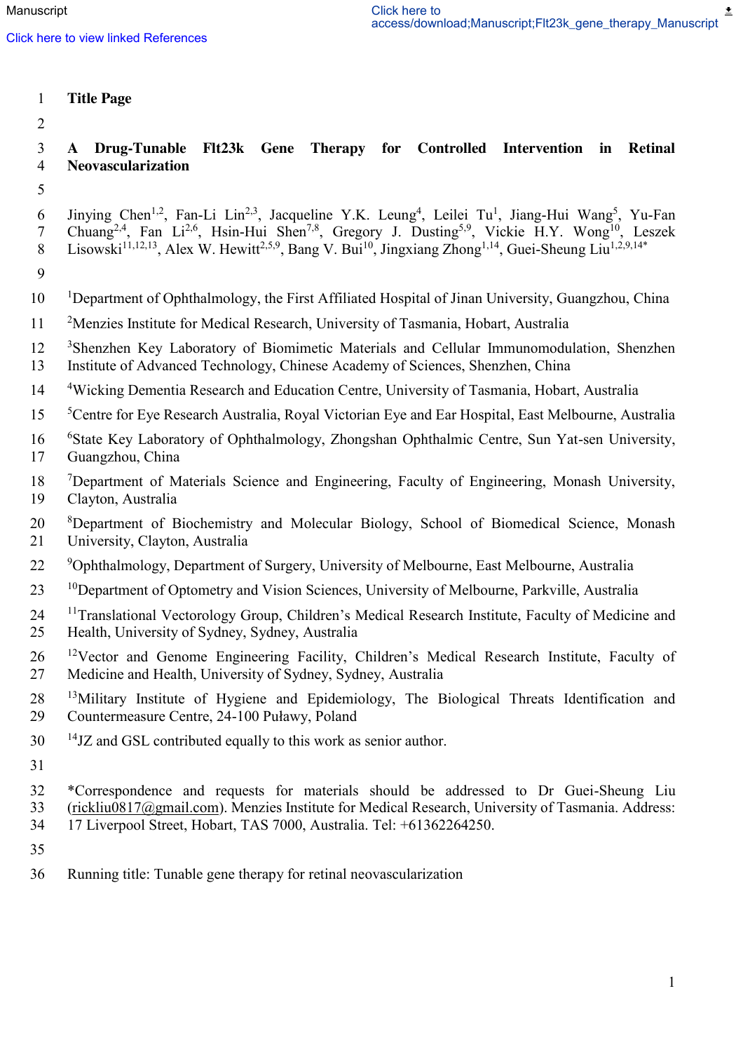# Title Page

## A Drug-Tunable Flt23k Gene Therapy for Controlled Intervention in Retinal Neovascularization

Jinying Chen[1,2], Fan-Li Lin[2,3], Jacqueline Y.K. Leung[4], Leilei Tu[1], Jiang-Hui Wang[5], Yu-Fan Chuang[2,4], Fan Li[2,6], Hsin-Hui Shen[7,8], Gregory J. Dusting[5,9], Vickie H.Y. Wong[10], Leszek Lisowski[11,12,13], Alex W. Hewitt[2,5,9], Bang V. Bui[10], Jingxiang Zhong[1,14], Guei-Sheung Liu[1,2,9,14*]

[1]Department of Ophthalmology, the First Affiliated Hospital of Jinan University, Guangzhou, China

[2]Menzies Institute for Medical Research, University of Tasmania, Hobart, Australia

[3]Shenzhen Key Laboratory of Biomimetic Materials and Cellular Immunomodulation, Shenzhen Institute of Advanced Technology, Chinese Academy of Sciences, Shenzhen, China

[4]Wicking Dementia Research and Education Centre, University of Tasmania, Hobart, Australia

[5]Centre for Eye Research Australia, Royal Victorian Eye and Ear Hospital, East Melbourne, Australia

[6]State Key Laboratory of Ophthalmology, Zhongshan Ophthalmic Centre, Sun Yat-sen University, Guangzhou, China

[7]Department of Materials Science and Engineering, Faculty of Engineering, Monash University, Clayton, Australia

[8]Department of Biochemistry and Molecular Biology, School of Biomedical Science, Monash University, Clayton, Australia

[9]Ophthalmology, Department of Surgery, University of Melbourne, East Melbourne, Australia

[10]Department of Optometry and Vision Sciences, University of Melbourne, Parkville, Australia

[11]Translational Vectorology Group, Children's Medical Research Institute, Faculty of Medicine and Health, University of Sydney, Sydney, Australia

[12]Vector and Genome Engineering Facility, Children's Medical Research Institute, Faculty of Medicine and Health, University of Sydney, Sydney, Australia

[13]Military Institute of Hygiene and Epidemiology, The Biological Threats Identification and Countermeasure Centre, 24-100 Puławy, Poland

[14]JZ and GSL contributed equally to this work as senior author.

*Correspondence and requests for materials should be addressed to Dr Guei-Sheung Liu (rickliu0817@gmail.com). Menzies Institute for Medical Research, University of Tasmania. Address: 17 Liverpool Street, Hobart, TAS 7000, Australia. Tel: +61362264250.

Running title: Tunable gene therapy for retinal neovascularization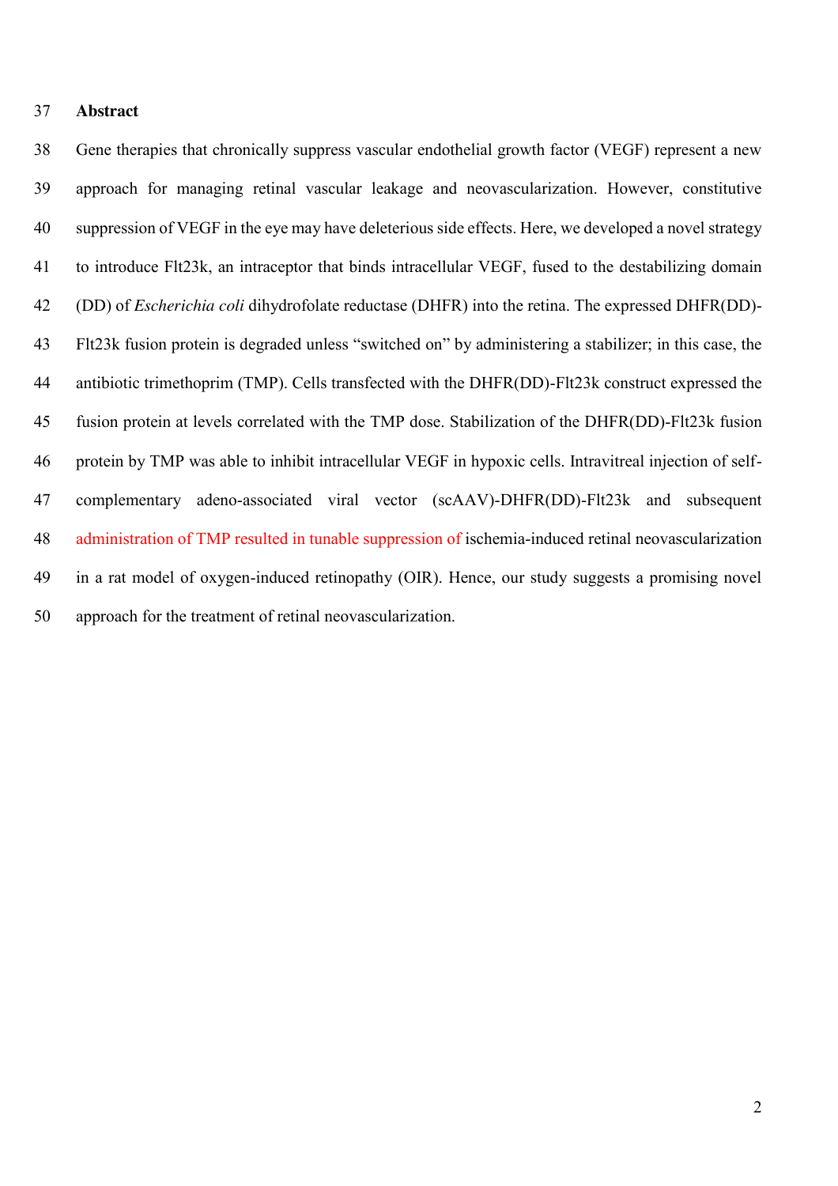## Abstract

Gene therapies that chronically suppress vascular endothelial growth factor (VEGF) represent a new approach for managing retinal vascular leakage and neovascularization. However, constitutive suppression of VEGF in the eye may have deleterious side effects. Here, we developed a novel strategy to introduce Flt23k, an intraceptor that binds intracellular VEGF, fused to the destabilizing domain (DD) of *Escherichia coli* dihydrofolate reductase (DHFR) into the retina. The expressed DHFR(DD)-Flt23k fusion protein is degraded unless "switched on" by administering a stabilizer; in this case, the antibiotic trimethoprim (TMP). Cells transfected with the DHFR(DD)-Flt23k construct expressed the fusion protein at levels correlated with the TMP dose. Stabilization of the DHFR(DD)-Flt23k fusion protein by TMP was able to inhibit intracellular VEGF in hypoxic cells. Intravitreal injection of self-complementary adeno-associated viral vector (scAAV)-DHFR(DD)-Flt23k and subsequent administration of TMP resulted in tunable suppression of ischemia-induced retinal neovascularization in a rat model of oxygen-induced retinopathy (OIR). Hence, our study suggests a promising novel approach for the treatment of retinal neovascularization.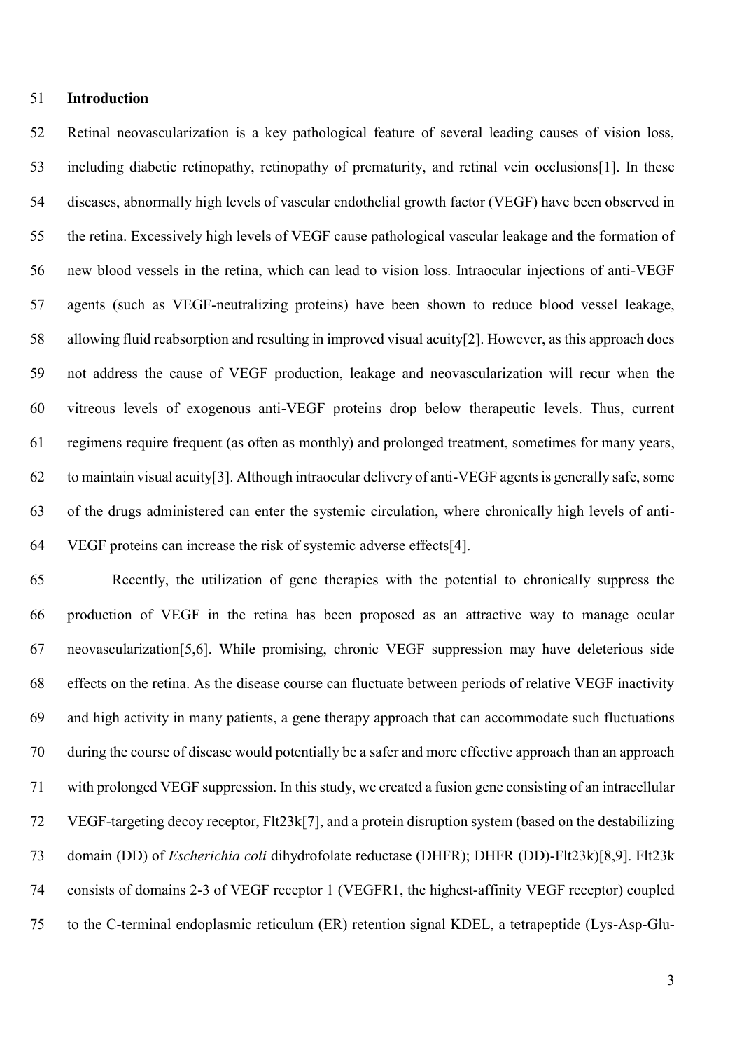## Introduction

Retinal neovascularization is a key pathological feature of several leading causes of vision loss, including diabetic retinopathy, retinopathy of prematurity, and retinal vein occlusions[1]. In these diseases, abnormally high levels of vascular endothelial growth factor (VEGF) have been observed in the retina. Excessively high levels of VEGF cause pathological vascular leakage and the formation of new blood vessels in the retina, which can lead to vision loss. Intraocular injections of anti-VEGF agents (such as VEGF-neutralizing proteins) have been shown to reduce blood vessel leakage, allowing fluid reabsorption and resulting in improved visual acuity[2]. However, as this approach does not address the cause of VEGF production, leakage and neovascularization will recur when the vitreous levels of exogenous anti-VEGF proteins drop below therapeutic levels. Thus, current regimens require frequent (as often as monthly) and prolonged treatment, sometimes for many years, to maintain visual acuity[3]. Although intraocular delivery of anti-VEGF agents is generally safe, some of the drugs administered can enter the systemic circulation, where chronically high levels of anti-VEGF proteins can increase the risk of systemic adverse effects[4].

Recently, the utilization of gene therapies with the potential to chronically suppress the production of VEGF in the retina has been proposed as an attractive way to manage ocular neovascularization[5,6]. While promising, chronic VEGF suppression may have deleterious side effects on the retina. As the disease course can fluctuate between periods of relative VEGF inactivity and high activity in many patients, a gene therapy approach that can accommodate such fluctuations during the course of disease would potentially be a safer and more effective approach than an approach with prolonged VEGF suppression. In this study, we created a fusion gene consisting of an intracellular VEGF-targeting decoy receptor, Flt23k[7], and a protein disruption system (based on the destabilizing domain (DD) of *Escherichia coli* dihydrofolate reductase (DHFR); DHFR (DD)-Flt23k)[8,9]. Flt23k consists of domains 2-3 of VEGF receptor 1 (VEGFR1, the highest-affinity VEGF receptor) coupled to the C-terminal endoplasmic reticulum (ER) retention signal KDEL, a tetrapeptide (Lys-Asp-Glu-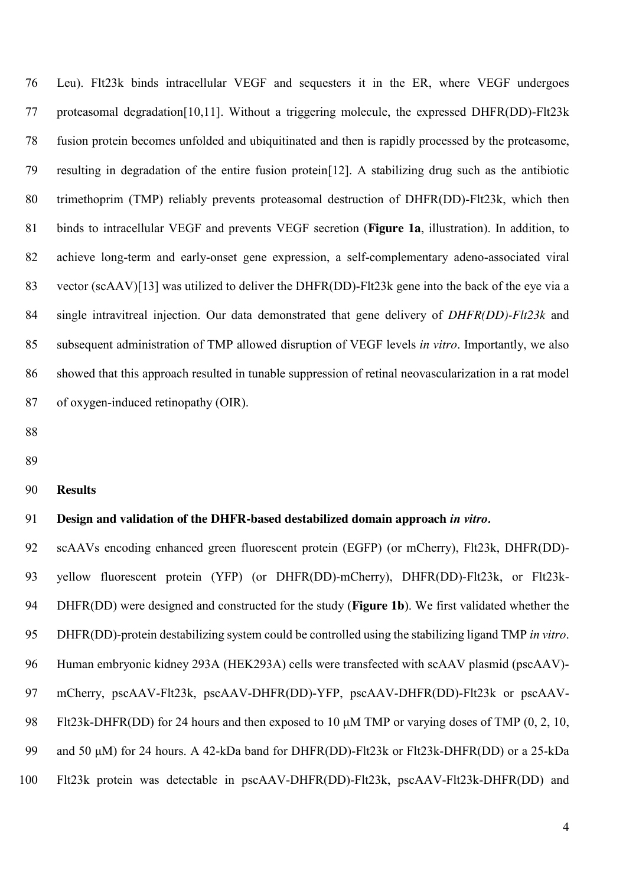Leu). Flt23k binds intracellular VEGF and sequesters it in the ER, where VEGF undergoes proteasomal degradation[10,11]. Without a triggering molecule, the expressed DHFR(DD)-Flt23k fusion protein becomes unfolded and ubiquitinated and then is rapidly processed by the proteasome, resulting in degradation of the entire fusion protein[12]. A stabilizing drug such as the antibiotic trimethoprim (TMP) reliably prevents proteasomal destruction of DHFR(DD)-Flt23k, which then binds to intracellular VEGF and prevents VEGF secretion (**Figure 1a**, illustration). In addition, to achieve long-term and early-onset gene expression, a self-complementary adeno-associated viral vector (scAAV)[13] was utilized to deliver the DHFR(DD)-Flt23k gene into the back of the eye via a single intravitreal injection. Our data demonstrated that gene delivery of *DHFR(DD)-Flt23k* and subsequent administration of TMP allowed disruption of VEGF levels *in vitro*. Importantly, we also showed that this approach resulted in tunable suppression of retinal neovascularization in a rat model of oxygen-induced retinopathy (OIR).

## Results

### Design and validation of the DHFR-based destabilized domain approach *in vitro*.

scAAVs encoding enhanced green fluorescent protein (EGFP) (or mCherry), Flt23k, DHFR(DD)-yellow fluorescent protein (YFP) (or DHFR(DD)-mCherry), DHFR(DD)-Flt23k, or Flt23k-DHFR(DD) were designed and constructed for the study (**Figure 1b**). We first validated whether the DHFR(DD)-protein destabilizing system could be controlled using the stabilizing ligand TMP *in vitro*. Human embryonic kidney 293A (HEK293A) cells were transfected with scAAV plasmid (pscAAV)-mCherry, pscAAV-Flt23k, pscAAV-DHFR(DD)-YFP, pscAAV-DHFR(DD)-Flt23k or pscAAV-Flt23k-DHFR(DD) for 24 hours and then exposed to 10 μM TMP or varying doses of TMP (0, 2, 10, and 50 μM) for 24 hours. A 42-kDa band for DHFR(DD)-Flt23k or Flt23k-DHFR(DD) or a 25-kDa Flt23k protein was detectable in pscAAV-DHFR(DD)-Flt23k, pscAAV-Flt23k-DHFR(DD) and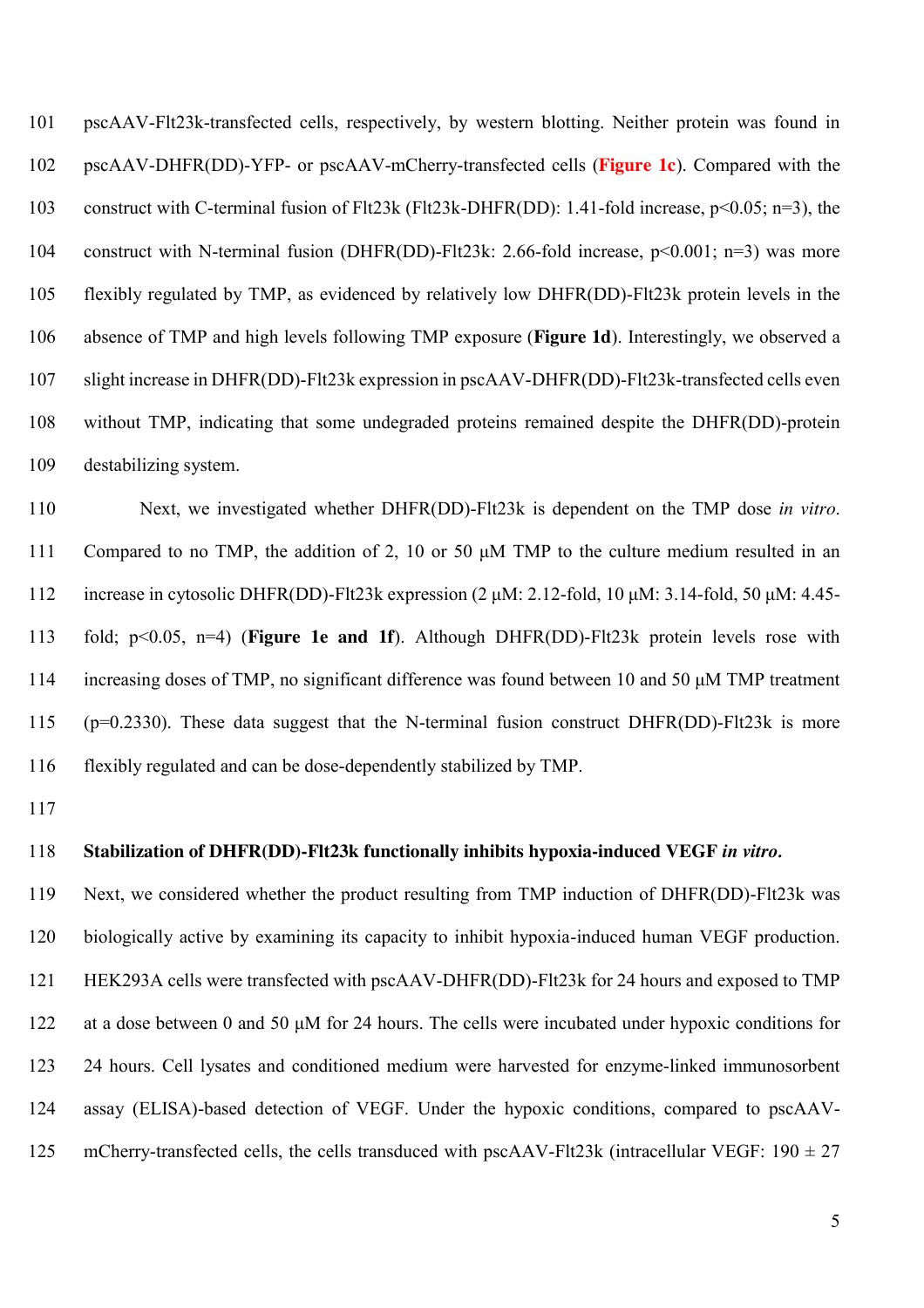pscAAV-Flt23k-transfected cells, respectively, by western blotting. Neither protein was found in pscAAV-DHFR(DD)-YFP- or pscAAV-mCherry-transfected cells (**Figure 1c**). Compared with the construct with C-terminal fusion of Flt23k (Flt23k-DHFR(DD): 1.41-fold increase, $p<0.05$; n=3), the construct with N-terminal fusion (DHFR(DD)-Flt23k: 2.66-fold increase, $p<0.001$; n=3) was more flexibly regulated by TMP, as evidenced by relatively low DHFR(DD)-Flt23k protein levels in the absence of TMP and high levels following TMP exposure (**Figure 1d**). Interestingly, we observed a slight increase in DHFR(DD)-Flt23k expression in pscAAV-DHFR(DD)-Flt23k-transfected cells even without TMP, indicating that some undegraded proteins remained despite the DHFR(DD)-protein destabilizing system.

Next, we investigated whether DHFR(DD)-Flt23k is dependent on the TMP dose *in vitro*. Compared to no TMP, the addition of 2, 10 or 50 μM TMP to the culture medium resulted in an increase in cytosolic DHFR(DD)-Flt23k expression (2 μM: 2.12-fold, 10 μM: 3.14-fold, 50 μM: 4.45-fold; $p<0.05$, n=4) (**Figure 1e and 1f**). Although DHFR(DD)-Flt23k protein levels rose with increasing doses of TMP, no significant difference was found between 10 and 50 μM TMP treatment ($p=0.2330$). These data suggest that the N-terminal fusion construct DHFR(DD)-Flt23k is more flexibly regulated and can be dose-dependently stabilized by TMP.

### Stabilization of DHFR(DD)-Flt23k functionally inhibits hypoxia-induced VEGF *in vitro*.

Next, we considered whether the product resulting from TMP induction of DHFR(DD)-Flt23k was biologically active by examining its capacity to inhibit hypoxia-induced human VEGF production. HEK293A cells were transfected with pscAAV-DHFR(DD)-Flt23k for 24 hours and exposed to TMP at a dose between 0 and 50 μM for 24 hours. The cells were incubated under hypoxic conditions for 24 hours. Cell lysates and conditioned medium were harvested for enzyme-linked immunosorbent assay (ELISA)-based detection of VEGF. Under the hypoxic conditions, compared to pscAAV-mCherry-transfected cells, the cells transduced with pscAAV-Flt23k (intracellular VEGF: 190 ± 27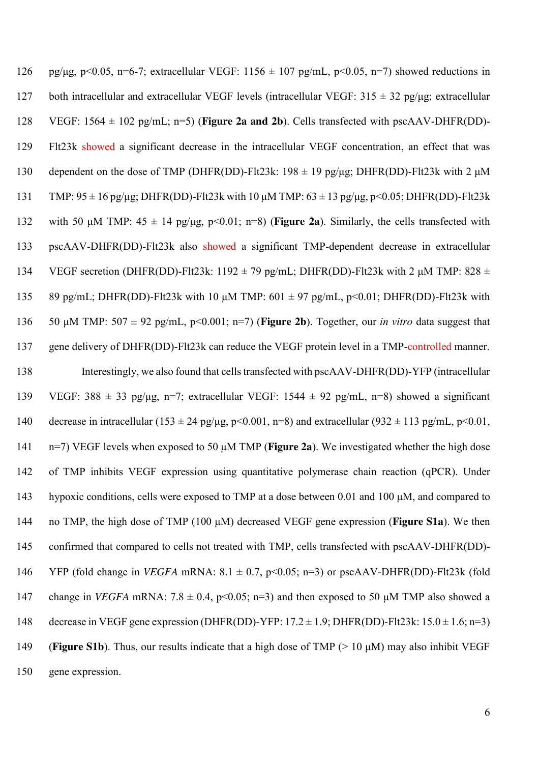pg/μg, $p<0.05$, n=6-7; extracellular VEGF: 1156 ± 107 pg/mL, $p<0.05$, n=7) showed reductions in both intracellular and extracellular VEGF levels (intracellular VEGF: 315 ± 32 pg/μg; extracellular VEGF: 1564 ± 102 pg/mL; n=5) (**Figure 2a and 2b**). Cells transfected with pscAAV-DHFR(DD)-Flt23k showed a significant decrease in the intracellular VEGF concentration, an effect that was dependent on the dose of TMP (DHFR(DD)-Flt23k: 198 ± 19 pg/μg; DHFR(DD)-Flt23k with 2 μM TMP: 95 ± 16 pg/μg; DHFR(DD)-Flt23k with 10 μM TMP: 63 ± 13 pg/μg, $p<0.05$; DHFR(DD)-Flt23k with 50 μM TMP: 45 ± 14 pg/μg, $p<0.01$; n=8) (**Figure 2a**). Similarly, the cells transfected with pscAAV-DHFR(DD)-Flt23k also showed a significant TMP-dependent decrease in extracellular VEGF secretion (DHFR(DD)-Flt23k: 1192 ± 79 pg/mL; DHFR(DD)-Flt23k with 2 μM TMP: 828 ± 89 pg/mL; DHFR(DD)-Flt23k with 10 μM TMP: 601 ± 97 pg/mL, $p<0.01$; DHFR(DD)-Flt23k with 50 μM TMP: 507 ± 92 pg/mL, $p<0.001$; n=7) (**Figure 2b**). Together, our *in vitro* data suggest that gene delivery of DHFR(DD)-Flt23k can reduce the VEGF protein level in a TMP-controlled manner.

Interestingly, we also found that cells transfected with pscAAV-DHFR(DD)-YFP (intracellular VEGF: 388 ± 33 pg/μg, n=7; extracellular VEGF: 1544 ± 92 pg/mL, n=8) showed a significant decrease in intracellular (153 ± 24 pg/μg, $p<0.001$, n=8) and extracellular (932 ± 113 pg/mL, $p<0.01$, n=7) VEGF levels when exposed to 50 μM TMP (**Figure 2a**). We investigated whether the high dose of TMP inhibits VEGF expression using quantitative polymerase chain reaction (qPCR). Under hypoxic conditions, cells were exposed to TMP at a dose between 0.01 and 100 μM, and compared to no TMP, the high dose of TMP (100 μM) decreased VEGF gene expression (**Figure S1a**). We then confirmed that compared to cells not treated with TMP, cells transfected with pscAAV-DHFR(DD)-YFP (fold change in *VEGFA* mRNA: 8.1 ± 0.7, $p<0.05$; n=3) or pscAAV-DHFR(DD)-Flt23k (fold change in *VEGFA* mRNA: 7.8 ± 0.4, $p<0.05$; n=3) and then exposed to 50 μM TMP also showed a decrease in VEGF gene expression (DHFR(DD)-YFP: 17.2 ± 1.9; DHFR(DD)-Flt23k: 15.0 ± 1.6; n=3) (**Figure S1b**). Thus, our results indicate that a high dose of TMP (> 10 μM) may also inhibit VEGF gene expression.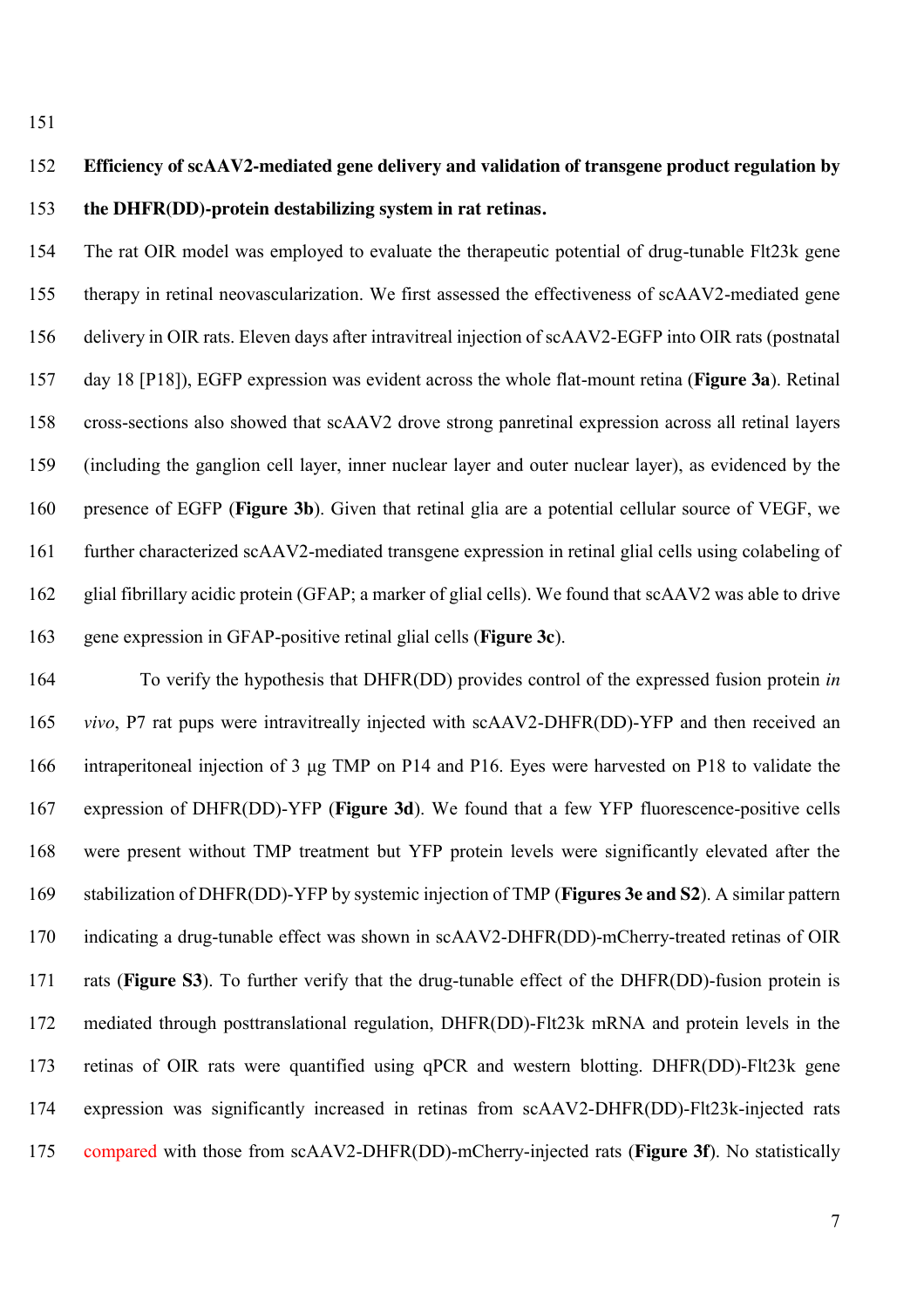**Efficiency of scAAV2-mediated gene delivery and validation of transgene product regulation by the DHFR(DD)-protein destabilizing system in rat retinas.**

The rat OIR model was employed to evaluate the therapeutic potential of drug-tunable Flt23k gene therapy in retinal neovascularization. We first assessed the effectiveness of scAAV2-mediated gene delivery in OIR rats. Eleven days after intravitreal injection of scAAV2-EGFP into OIR rats (postnatal day 18 [P18]), EGFP expression was evident across the whole flat-mount retina (**Figure 3a**). Retinal cross-sections also showed that scAAV2 drove strong panretinal expression across all retinal layers (including the ganglion cell layer, inner nuclear layer and outer nuclear layer), as evidenced by the presence of EGFP (**Figure 3b**). Given that retinal glia are a potential cellular source of VEGF, we further characterized scAAV2-mediated transgene expression in retinal glial cells using colabeling of glial fibrillary acidic protein (GFAP; a marker of glial cells). We found that scAAV2 was able to drive gene expression in GFAP-positive retinal glial cells (**Figure 3c**).

To verify the hypothesis that DHFR(DD) provides control of the expressed fusion protein *in vivo*, P7 rat pups were intravitreally injected with scAAV2-DHFR(DD)-YFP and then received an intraperitoneal injection of 3 μg TMP on P14 and P16. Eyes were harvested on P18 to validate the expression of DHFR(DD)-YFP (**Figure 3d**). We found that a few YFP fluorescence-positive cells were present without TMP treatment but YFP protein levels were significantly elevated after the stabilization of DHFR(DD)-YFP by systemic injection of TMP (**Figures 3e and S2**). A similar pattern indicating a drug-tunable effect was shown in scAAV2-DHFR(DD)-mCherry-treated retinas of OIR rats (**Figure S3**). To further verify that the drug-tunable effect of the DHFR(DD)-fusion protein is mediated through posttranslational regulation, DHFR(DD)-Flt23k mRNA and protein levels in the retinas of OIR rats were quantified using qPCR and western blotting. DHFR(DD)-Flt23k gene expression was significantly increased in retinas from scAAV2-DHFR(DD)-Flt23k-injected rats compared with those from scAAV2-DHFR(DD)-mCherry-injected rats (**Figure 3f**). No statistically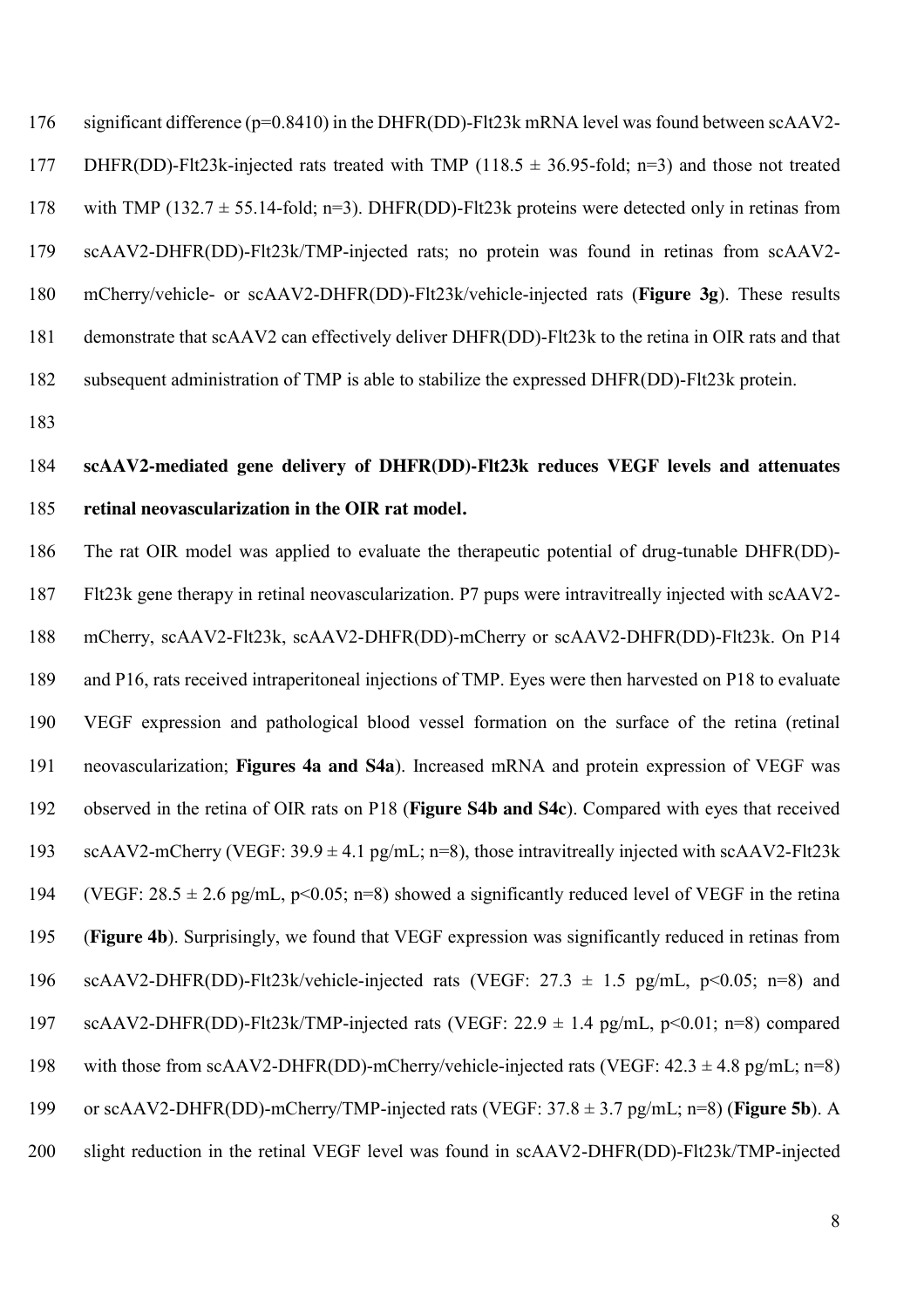significant difference ($p=0.8410$) in the DHFR(DD)-Flt23k mRNA level was found between scAAV2-DHFR(DD)-Flt23k-injected rats treated with TMP ($118.5 \pm 36.95$-fold; $n=3$) and those not treated with TMP ($132.7 \pm 55.14$-fold; $n=3$). DHFR(DD)-Flt23k proteins were detected only in retinas from scAAV2-DHFR(DD)-Flt23k/TMP-injected rats; no protein was found in retinas from scAAV2-mCherry/vehicle- or scAAV2-DHFR(DD)-Flt23k/vehicle-injected rats (**Figure 3g**). These results demonstrate that scAAV2 can effectively deliver DHFR(DD)-Flt23k to the retina in OIR rats and that subsequent administration of TMP is able to stabilize the expressed DHFR(DD)-Flt23k protein.

**scAAV2-mediated gene delivery of DHFR(DD)-Flt23k reduces VEGF levels and attenuates retinal neovascularization in the OIR rat model.**

The rat OIR model was applied to evaluate the therapeutic potential of drug-tunable DHFR(DD)-Flt23k gene therapy in retinal neovascularization. P7 pups were intravitreally injected with scAAV2-mCherry, scAAV2-Flt23k, scAAV2-DHFR(DD)-mCherry or scAAV2-DHFR(DD)-Flt23k. On P14 and P16, rats received intraperitoneal injections of TMP. Eyes were then harvested on P18 to evaluate VEGF expression and pathological blood vessel formation on the surface of the retina (retinal neovascularization; **Figures 4a and S4a**). Increased mRNA and protein expression of VEGF was observed in the retina of OIR rats on P18 (**Figure S4b and S4c**). Compared with eyes that received scAAV2-mCherry (VEGF: $39.9 \pm 4.1$ pg/mL; $n=8$), those intravitreally injected with scAAV2-Flt23k (VEGF: $28.5 \pm 2.6$ pg/mL, $p<0.05$; $n=8$) showed a significantly reduced level of VEGF in the retina (**Figure 4b**). Surprisingly, we found that VEGF expression was significantly reduced in retinas from scAAV2-DHFR(DD)-Flt23k/vehicle-injected rats (VEGF: $27.3 \pm 1.5$ pg/mL, $p<0.05$; $n=8$) and scAAV2-DHFR(DD)-Flt23k/TMP-injected rats (VEGF: $22.9 \pm 1.4$ pg/mL, $p<0.01$; $n=8$) compared with those from scAAV2-DHFR(DD)-mCherry/vehicle-injected rats (VEGF: $42.3 \pm 4.8$ pg/mL; $n=8$) or scAAV2-DHFR(DD)-mCherry/TMP-injected rats (VEGF: $37.8 \pm 3.7$ pg/mL; $n=8$) (**Figure 5b**). A slight reduction in the retinal VEGF level was found in scAAV2-DHFR(DD)-Flt23k/TMP-injected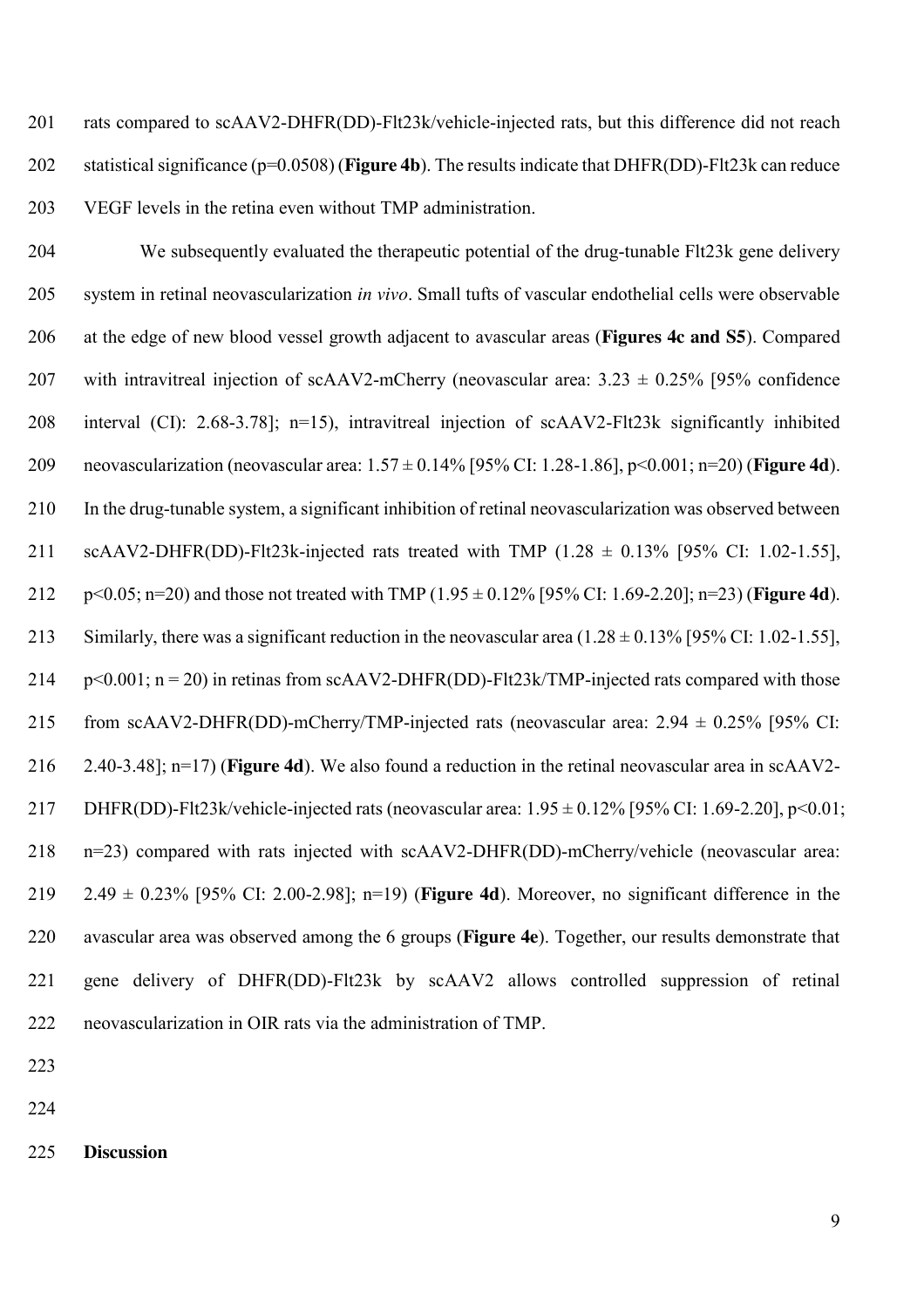rats compared to scAAV2-DHFR(DD)-Flt23k/vehicle-injected rats, but this difference did not reach statistical significance ($p=0.0508$) (**Figure 4b**). The results indicate that DHFR(DD)-Flt23k can reduce VEGF levels in the retina even without TMP administration.

We subsequently evaluated the therapeutic potential of the drug-tunable Flt23k gene delivery system in retinal neovascularization *in vivo*. Small tufts of vascular endothelial cells were observable at the edge of new blood vessel growth adjacent to avascular areas (**Figures 4c and S5**). Compared with intravitreal injection of scAAV2-mCherry (neovascular area: $3.23 \pm 0.25\%$ [95% confidence interval (CI): 2.68-3.78]; n=15), intravitreal injection of scAAV2-Flt23k significantly inhibited neovascularization (neovascular area: $1.57 \pm 0.14\%$ [95% CI: 1.28-1.86], $p<0.001$; n=20) (**Figure 4d**). In the drug-tunable system, a significant inhibition of retinal neovascularization was observed between scAAV2-DHFR(DD)-Flt23k-injected rats treated with TMP ($1.28 \pm 0.13\%$ [95% CI: 1.02-1.55], $p<0.05$; n=20) and those not treated with TMP ($1.95 \pm 0.12\%$ [95% CI: 1.69-2.20]; n=23) (**Figure 4d**). Similarly, there was a significant reduction in the neovascular area ($1.28 \pm 0.13\%$ [95% CI: 1.02-1.55], $p<0.001$; n = 20) in retinas from scAAV2-DHFR(DD)-Flt23k/TMP-injected rats compared with those from scAAV2-DHFR(DD)-mCherry/TMP-injected rats (neovascular area: $2.94 \pm 0.25\%$ [95% CI: 2.40-3.48]; n=17) (**Figure 4d**). We also found a reduction in the retinal neovascular area in scAAV2-DHFR(DD)-Flt23k/vehicle-injected rats (neovascular area: $1.95 \pm 0.12\%$ [95% CI: 1.69-2.20], $p<0.01$; n=23) compared with rats injected with scAAV2-DHFR(DD)-mCherry/vehicle (neovascular area: $2.49 \pm 0.23\%$ [95% CI: 2.00-2.98]; n=19) (**Figure 4d**). Moreover, no significant difference in the avascular area was observed among the 6 groups (**Figure 4e**). Together, our results demonstrate that gene delivery of DHFR(DD)-Flt23k by scAAV2 allows controlled suppression of retinal neovascularization in OIR rats via the administration of TMP.

## Discussion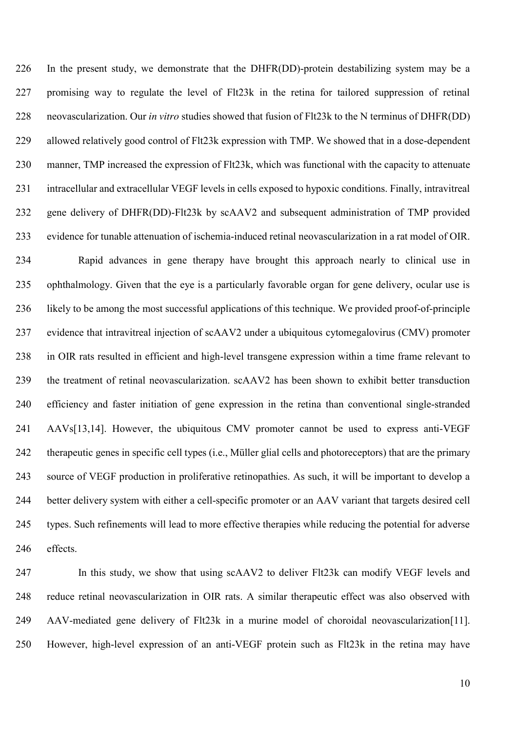In the present study, we demonstrate that the DHFR(DD)-protein destabilizing system may be a promising way to regulate the level of Flt23k in the retina for tailored suppression of retinal neovascularization. Our *in vitro* studies showed that fusion of Flt23k to the N terminus of DHFR(DD) allowed relatively good control of Flt23k expression with TMP. We showed that in a dose-dependent manner, TMP increased the expression of Flt23k, which was functional with the capacity to attenuate intracellular and extracellular VEGF levels in cells exposed to hypoxic conditions. Finally, intravitreal gene delivery of DHFR(DD)-Flt23k by scAAV2 and subsequent administration of TMP provided evidence for tunable attenuation of ischemia-induced retinal neovascularization in a rat model of OIR.

Rapid advances in gene therapy have brought this approach nearly to clinical use in ophthalmology. Given that the eye is a particularly favorable organ for gene delivery, ocular use is likely to be among the most successful applications of this technique. We provided proof-of-principle evidence that intravitreal injection of scAAV2 under a ubiquitous cytomegalovirus (CMV) promoter in OIR rats resulted in efficient and high-level transgene expression within a time frame relevant to the treatment of retinal neovascularization. scAAV2 has been shown to exhibit better transduction efficiency and faster initiation of gene expression in the retina than conventional single-stranded AAVs[13,14]. However, the ubiquitous CMV promoter cannot be used to express anti-VEGF therapeutic genes in specific cell types (i.e., Müller glial cells and photoreceptors) that are the primary source of VEGF production in proliferative retinopathies. As such, it will be important to develop a better delivery system with either a cell-specific promoter or an AAV variant that targets desired cell types. Such refinements will lead to more effective therapies while reducing the potential for adverse effects.

In this study, we show that using scAAV2 to deliver Flt23k can modify VEGF levels and reduce retinal neovascularization in OIR rats. A similar therapeutic effect was also observed with AAV-mediated gene delivery of Flt23k in a murine model of choroidal neovascularization[11]. However, high-level expression of an anti-VEGF protein such as Flt23k in the retina may have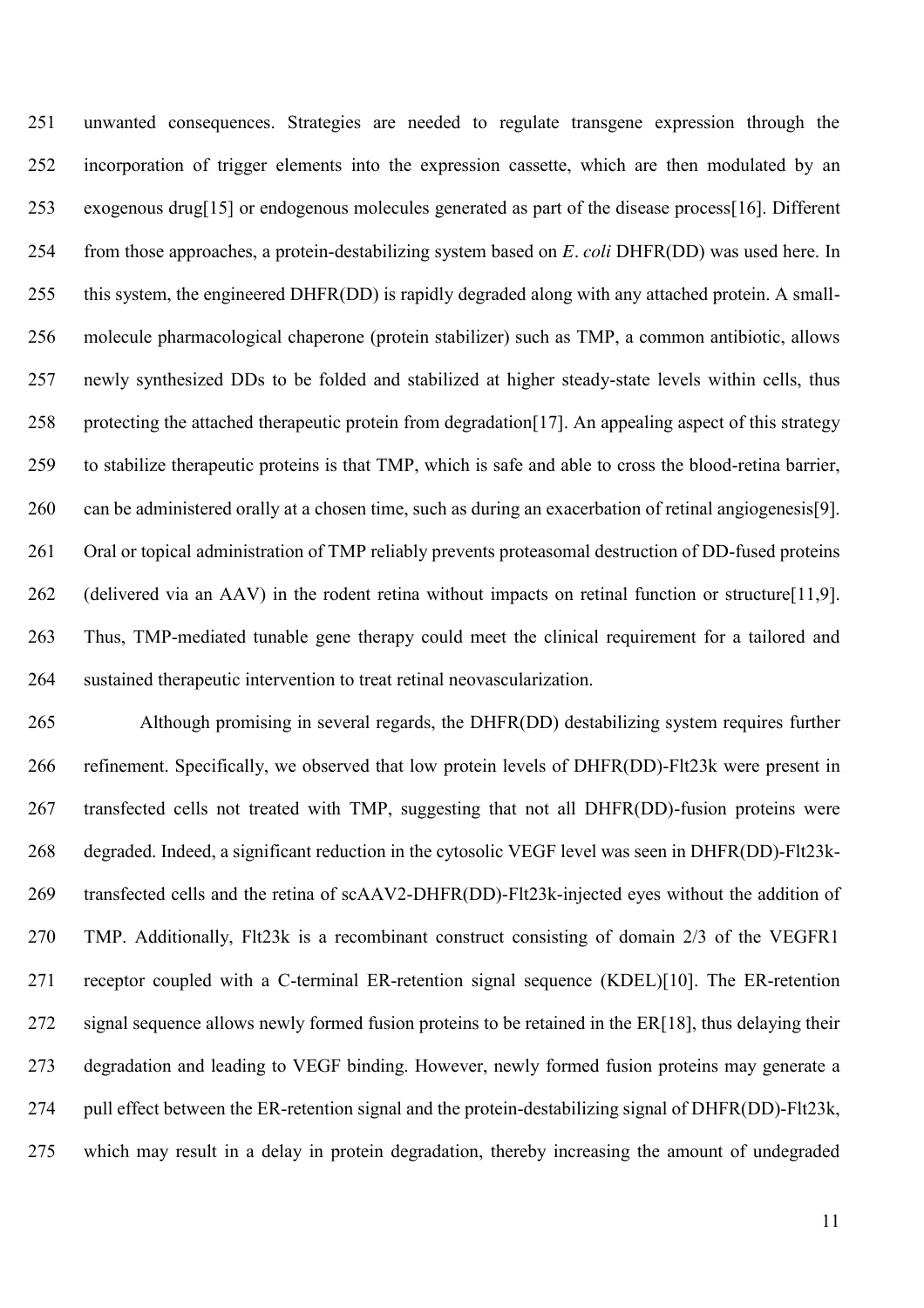unwanted consequences. Strategies are needed to regulate transgene expression through the incorporation of trigger elements into the expression cassette, which are then modulated by an exogenous drug[15] or endogenous molecules generated as part of the disease process[16]. Different from those approaches, a protein-destabilizing system based on *E*. *coli* DHFR(DD) was used here. In this system, the engineered DHFR(DD) is rapidly degraded along with any attached protein. A small-molecule pharmacological chaperone (protein stabilizer) such as TMP, a common antibiotic, allows newly synthesized DDs to be folded and stabilized at higher steady-state levels within cells, thus protecting the attached therapeutic protein from degradation[17]. An appealing aspect of this strategy to stabilize therapeutic proteins is that TMP, which is safe and able to cross the blood-retina barrier, can be administered orally at a chosen time, such as during an exacerbation of retinal angiogenesis[9]. Oral or topical administration of TMP reliably prevents proteasomal destruction of DD-fused proteins (delivered via an AAV) in the rodent retina without impacts on retinal function or structure[11,9]. Thus, TMP-mediated tunable gene therapy could meet the clinical requirement for a tailored and sustained therapeutic intervention to treat retinal neovascularization.

Although promising in several regards, the DHFR(DD) destabilizing system requires further refinement. Specifically, we observed that low protein levels of DHFR(DD)-Flt23k were present in transfected cells not treated with TMP, suggesting that not all DHFR(DD)-fusion proteins were degraded. Indeed, a significant reduction in the cytosolic VEGF level was seen in DHFR(DD)-Flt23k-transfected cells and the retina of scAAV2-DHFR(DD)-Flt23k-injected eyes without the addition of TMP. Additionally, Flt23k is a recombinant construct consisting of domain 2/3 of the VEGFR1 receptor coupled with a C-terminal ER-retention signal sequence (KDEL)[10]. The ER-retention signal sequence allows newly formed fusion proteins to be retained in the ER[18], thus delaying their degradation and leading to VEGF binding. However, newly formed fusion proteins may generate a pull effect between the ER-retention signal and the protein-destabilizing signal of DHFR(DD)-Flt23k, which may result in a delay in protein degradation, thereby increasing the amount of undegraded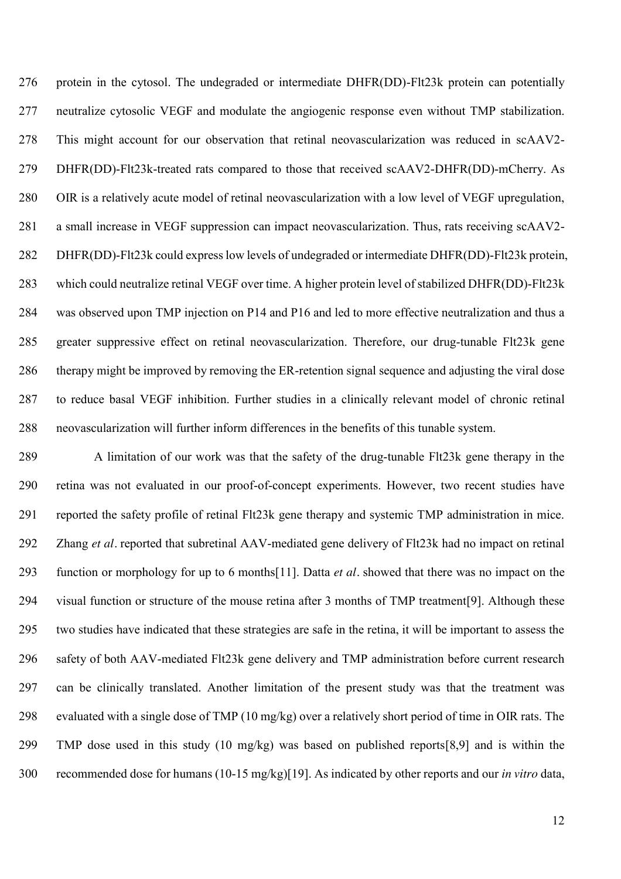protein in the cytosol. The undegraded or intermediate DHFR(DD)-Flt23k protein can potentially neutralize cytosolic VEGF and modulate the angiogenic response even without TMP stabilization. This might account for our observation that retinal neovascularization was reduced in scAAV2-DHFR(DD)-Flt23k-treated rats compared to those that received scAAV2-DHFR(DD)-mCherry. As OIR is a relatively acute model of retinal neovascularization with a low level of VEGF upregulation, a small increase in VEGF suppression can impact neovascularization. Thus, rats receiving scAAV2-DHFR(DD)-Flt23k could express low levels of undegraded or intermediate DHFR(DD)-Flt23k protein, which could neutralize retinal VEGF over time. A higher protein level of stabilized DHFR(DD)-Flt23k was observed upon TMP injection on P14 and P16 and led to more effective neutralization and thus a greater suppressive effect on retinal neovascularization. Therefore, our drug-tunable Flt23k gene therapy might be improved by removing the ER-retention signal sequence and adjusting the viral dose to reduce basal VEGF inhibition. Further studies in a clinically relevant model of chronic retinal neovascularization will further inform differences in the benefits of this tunable system.

A limitation of our work was that the safety of the drug-tunable Flt23k gene therapy in the retina was not evaluated in our proof-of-concept experiments. However, two recent studies have reported the safety profile of retinal Flt23k gene therapy and systemic TMP administration in mice. Zhang *et al*. reported that subretinal AAV-mediated gene delivery of Flt23k had no impact on retinal function or morphology for up to 6 months[11]. Datta *et al*. showed that there was no impact on the visual function or structure of the mouse retina after 3 months of TMP treatment[9]. Although these two studies have indicated that these strategies are safe in the retina, it will be important to assess the safety of both AAV-mediated Flt23k gene delivery and TMP administration before current research can be clinically translated. Another limitation of the present study was that the treatment was evaluated with a single dose of TMP (10 mg/kg) over a relatively short period of time in OIR rats. The TMP dose used in this study (10 mg/kg) was based on published reports[8,9] and is within the recommended dose for humans (10-15 mg/kg)[19]. As indicated by other reports and our *in vitro* data,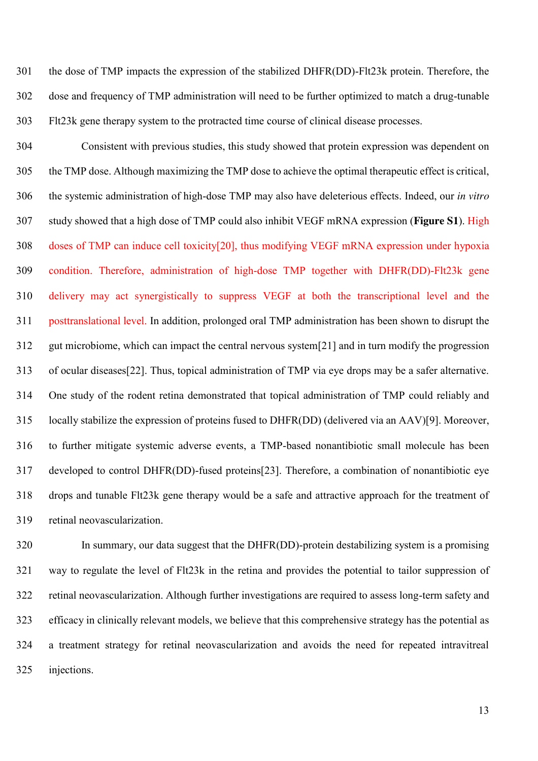the dose of TMP impacts the expression of the stabilized DHFR(DD)-Flt23k protein. Therefore, the dose and frequency of TMP administration will need to be further optimized to match a drug-tunable Flt23k gene therapy system to the protracted time course of clinical disease processes.

Consistent with previous studies, this study showed that protein expression was dependent on the TMP dose. Although maximizing the TMP dose to achieve the optimal therapeutic effect is critical, the systemic administration of high-dose TMP may also have deleterious effects. Indeed, our *in vitro* study showed that a high dose of TMP could also inhibit VEGF mRNA expression (**Figure S1**). High doses of TMP can induce cell toxicity[20], thus modifying VEGF mRNA expression under hypoxia condition. Therefore, administration of high-dose TMP together with DHFR(DD)-Flt23k gene delivery may act synergistically to suppress VEGF at both the transcriptional level and the posttranslational level. In addition, prolonged oral TMP administration has been shown to disrupt the gut microbiome, which can impact the central nervous system[21] and in turn modify the progression of ocular diseases[22]. Thus, topical administration of TMP via eye drops may be a safer alternative. One study of the rodent retina demonstrated that topical administration of TMP could reliably and locally stabilize the expression of proteins fused to DHFR(DD) (delivered via an AAV)[9]. Moreover, to further mitigate systemic adverse events, a TMP-based nonantibiotic small molecule has been developed to control DHFR(DD)-fused proteins[23]. Therefore, a combination of nonantibiotic eye drops and tunable Flt23k gene therapy would be a safe and attractive approach for the treatment of retinal neovascularization.

In summary, our data suggest that the DHFR(DD)-protein destabilizing system is a promising way to regulate the level of Flt23k in the retina and provides the potential to tailor suppression of retinal neovascularization. Although further investigations are required to assess long-term safety and efficacy in clinically relevant models, we believe that this comprehensive strategy has the potential as a treatment strategy for retinal neovascularization and avoids the need for repeated intravitreal injections.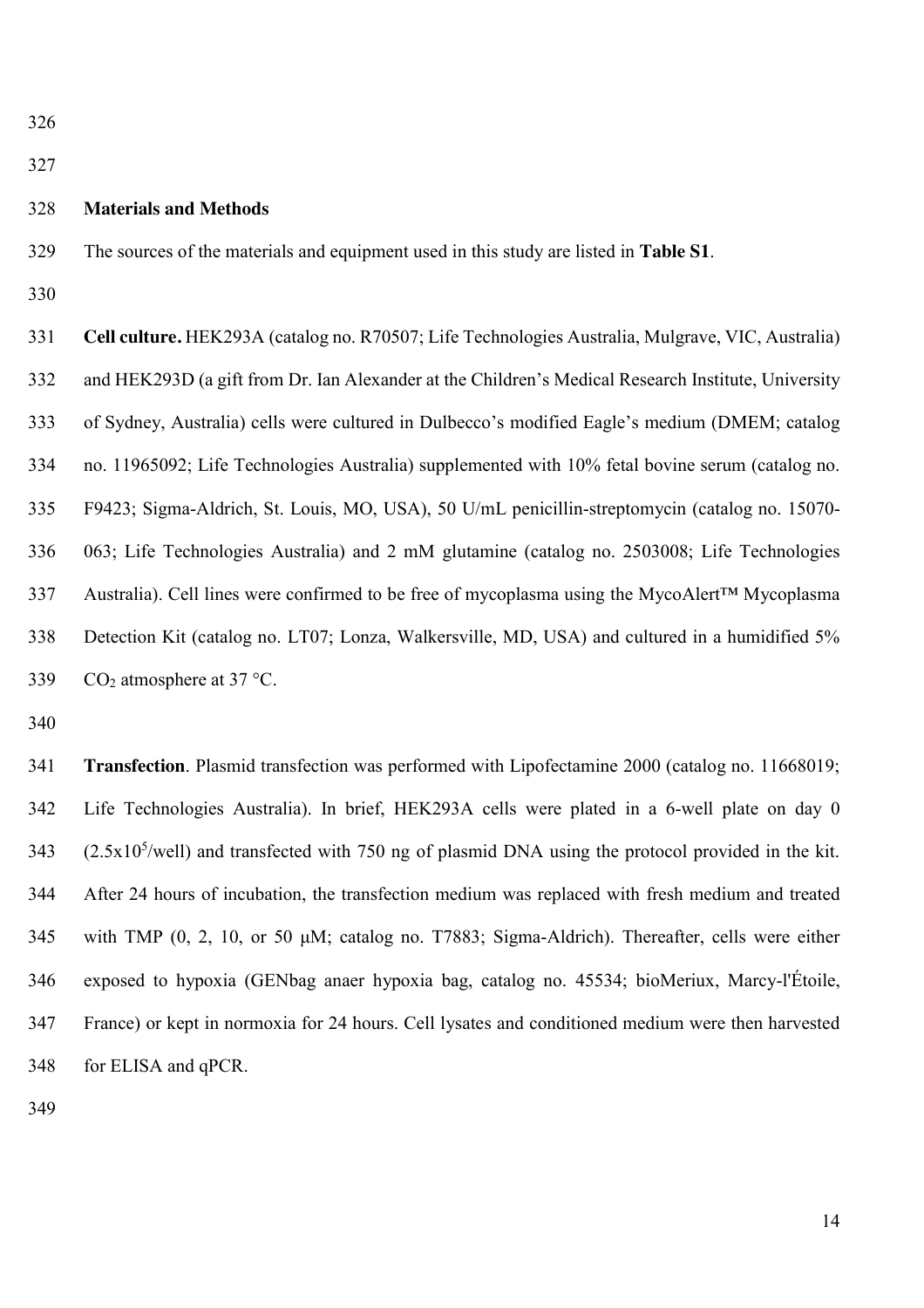## Materials and Methods

The sources of the materials and equipment used in this study are listed in **Table S1**.

**Cell culture.** HEK293A (catalog no. R70507; Life Technologies Australia, Mulgrave, VIC, Australia) and HEK293D (a gift from Dr. Ian Alexander at the Children's Medical Research Institute, University of Sydney, Australia) cells were cultured in Dulbecco's modified Eagle's medium (DMEM; catalog no. 11965092; Life Technologies Australia) supplemented with 10% fetal bovine serum (catalog no. F9423; Sigma-Aldrich, St. Louis, MO, USA), 50 U/mL penicillin-streptomycin (catalog no. 15070-063; Life Technologies Australia) and 2 mM glutamine (catalog no. 2503008; Life Technologies Australia). Cell lines were confirmed to be free of mycoplasma using the MycoAlert™ Mycoplasma Detection Kit (catalog no. LT07; Lonza, Walkersville, MD, USA) and cultured in a humidified 5% $CO_2$ atmosphere at 37 °C.

**Transfection**. Plasmid transfection was performed with Lipofectamine 2000 (catalog no. 11668019; Life Technologies Australia). In brief, HEK293A cells were plated in a 6-well plate on day 0 ($2.5 \times 10^5$/well) and transfected with 750 ng of plasmid DNA using the protocol provided in the kit. After 24 hours of incubation, the transfection medium was replaced with fresh medium and treated with TMP (0, 2, 10, or 50 μM; catalog no. T7883; Sigma-Aldrich). Thereafter, cells were either exposed to hypoxia (GENbag anaer hypoxia bag, catalog no. 45534; bioMeriux, Marcy-l'Étoile, France) or kept in normoxia for 24 hours. Cell lysates and conditioned medium were then harvested for ELISA and qPCR.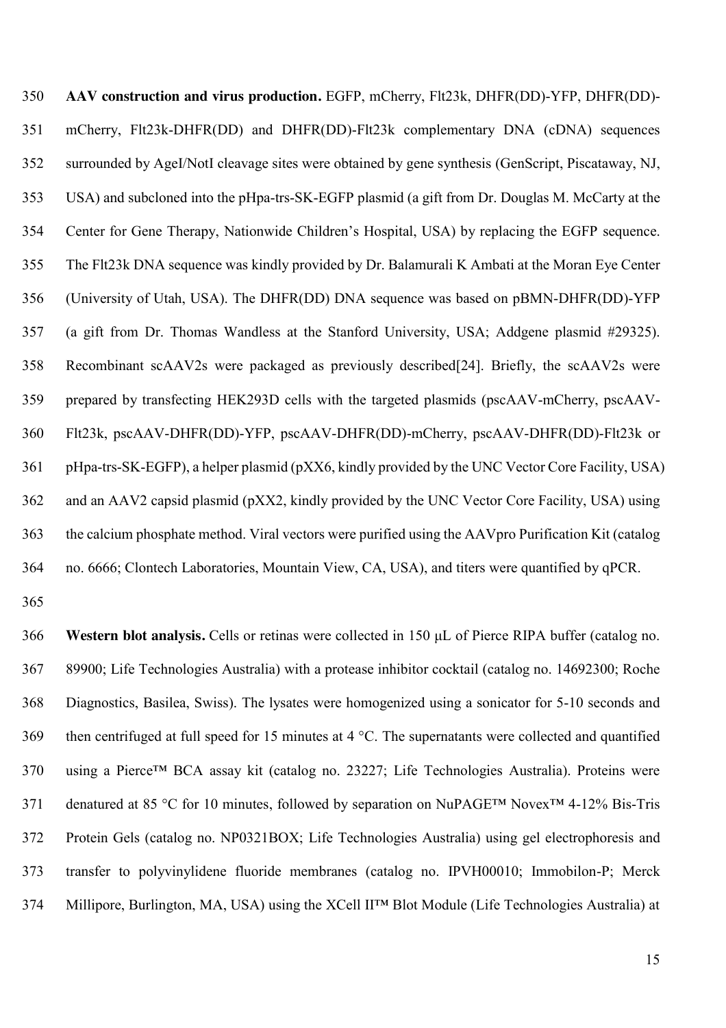**AAV construction and virus production.** EGFP, mCherry, Flt23k, DHFR(DD)-YFP, DHFR(DD)-mCherry, Flt23k-DHFR(DD) and DHFR(DD)-Flt23k complementary DNA (cDNA) sequences surrounded by AgeI/NotI cleavage sites were obtained by gene synthesis (GenScript, Piscataway, NJ, USA) and subcloned into the pHpa-trs-SK-EGFP plasmid (a gift from Dr. Douglas M. McCarty at the Center for Gene Therapy, Nationwide Children's Hospital, USA) by replacing the EGFP sequence. The Flt23k DNA sequence was kindly provided by Dr. Balamurali K Ambati at the Moran Eye Center (University of Utah, USA). The DHFR(DD) DNA sequence was based on pBMN-DHFR(DD)-YFP (a gift from Dr. Thomas Wandless at the Stanford University, USA; Addgene plasmid #29325). Recombinant scAAV2s were packaged as previously described[24]. Briefly, the scAAV2s were prepared by transfecting HEK293D cells with the targeted plasmids (pscAAV-mCherry, pscAAV-Flt23k, pscAAV-DHFR(DD)-YFP, pscAAV-DHFR(DD)-mCherry, pscAAV-DHFR(DD)-Flt23k or pHpa-trs-SK-EGFP), a helper plasmid (pXX6, kindly provided by the UNC Vector Core Facility, USA) and an AAV2 capsid plasmid (pXX2, kindly provided by the UNC Vector Core Facility, USA) using the calcium phosphate method. Viral vectors were purified using the AAVpro Purification Kit (catalog no. 6666; Clontech Laboratories, Mountain View, CA, USA), and titers were quantified by qPCR.

**Western blot analysis.** Cells or retinas were collected in 150 µL of Pierce RIPA buffer (catalog no. 89900; Life Technologies Australia) with a protease inhibitor cocktail (catalog no. 14692300; Roche Diagnostics, Basilea, Swiss). The lysates were homogenized using a sonicator for 5-10 seconds and then centrifuged at full speed for 15 minutes at 4 °C. The supernatants were collected and quantified using a Pierce™ BCA assay kit (catalog no. 23227; Life Technologies Australia). Proteins were denatured at 85 °C for 10 minutes, followed by separation on NuPAGE™ Novex™ 4-12% Bis-Tris Protein Gels (catalog no. NP0321BOX; Life Technologies Australia) using gel electrophoresis and transfer to polyvinylidene fluoride membranes (catalog no. IPVH00010; Immobilon-P; Merck Millipore, Burlington, MA, USA) using the XCell II™ Blot Module (Life Technologies Australia) at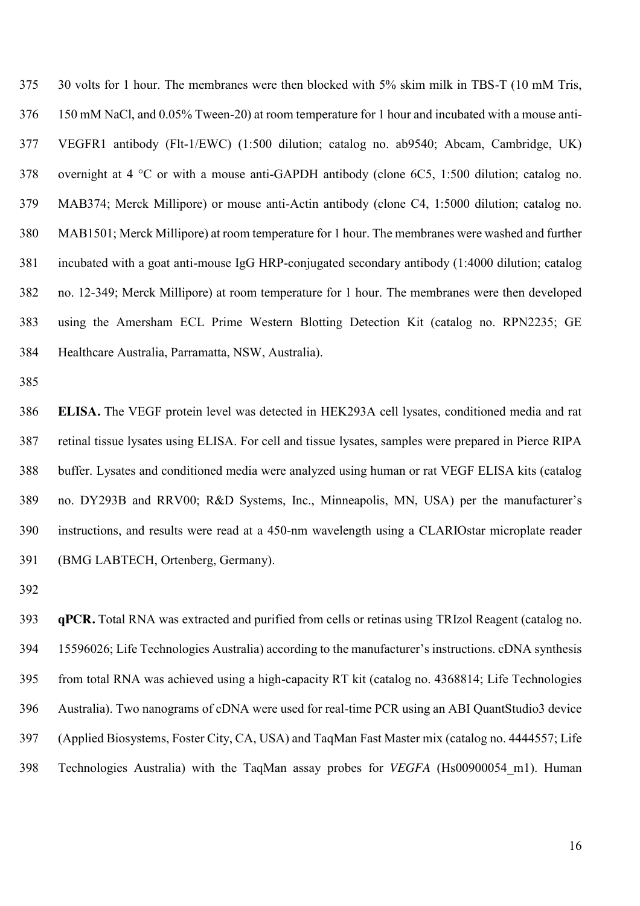30 volts for 1 hour. The membranes were then blocked with 5% skim milk in TBS-T (10 mM Tris, 150 mM NaCl, and 0.05% Tween-20) at room temperature for 1 hour and incubated with a mouse anti-VEGFR1 antibody (Flt-1/EWC) (1:500 dilution; catalog no. ab9540; Abcam, Cambridge, UK) overnight at 4 °C or with a mouse anti-GAPDH antibody (clone 6C5, 1:500 dilution; catalog no. MAB374; Merck Millipore) or mouse anti-Actin antibody (clone C4, 1:5000 dilution; catalog no. MAB1501; Merck Millipore) at room temperature for 1 hour. The membranes were washed and further incubated with a goat anti-mouse IgG HRP-conjugated secondary antibody (1:4000 dilution; catalog no. 12-349; Merck Millipore) at room temperature for 1 hour. The membranes were then developed using the Amersham ECL Prime Western Blotting Detection Kit (catalog no. RPN2235; GE Healthcare Australia, Parramatta, NSW, Australia).

**ELISA.** The VEGF protein level was detected in HEK293A cell lysates, conditioned media and rat retinal tissue lysates using ELISA. For cell and tissue lysates, samples were prepared in Pierce RIPA buffer. Lysates and conditioned media were analyzed using human or rat VEGF ELISA kits (catalog no. DY293B and RRV00; R&D Systems, Inc., Minneapolis, MN, USA) per the manufacturer's instructions, and results were read at a 450-nm wavelength using a CLARIOstar microplate reader (BMG LABTECH, Ortenberg, Germany).

**qPCR.** Total RNA was extracted and purified from cells or retinas using TRIzol Reagent (catalog no. 15596026; Life Technologies Australia) according to the manufacturer's instructions. cDNA synthesis from total RNA was achieved using a high-capacity RT kit (catalog no. 4368814; Life Technologies Australia). Two nanograms of cDNA were used for real-time PCR using an ABI QuantStudio3 device (Applied Biosystems, Foster City, CA, USA) and TaqMan Fast Master mix (catalog no. 4444557; Life Technologies Australia) with the TaqMan assay probes for *VEGFA* (Hs00900054_m1). Human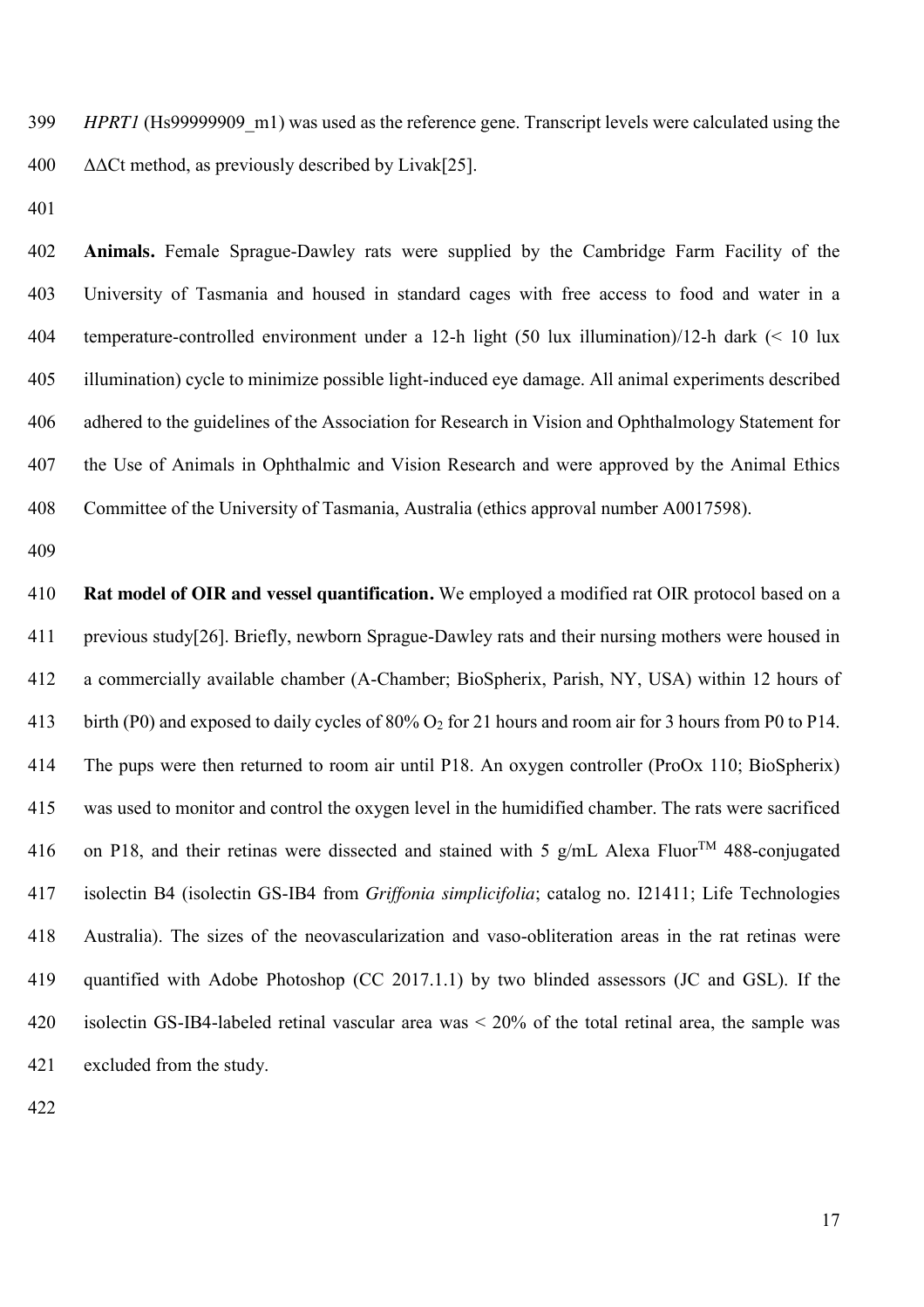*HPRT1* (Hs99999909_m1) was used as the reference gene. Transcript levels were calculated using the ΔΔCt method, as previously described by Livak[25].

**Animals.** Female Sprague-Dawley rats were supplied by the Cambridge Farm Facility of the University of Tasmania and housed in standard cages with free access to food and water in a temperature-controlled environment under a 12-h light (50 lux illumination)/12-h dark (< 10 lux illumination) cycle to minimize possible light-induced eye damage. All animal experiments described adhered to the guidelines of the Association for Research in Vision and Ophthalmology Statement for the Use of Animals in Ophthalmic and Vision Research and were approved by the Animal Ethics Committee of the University of Tasmania, Australia (ethics approval number A0017598).

**Rat model of OIR and vessel quantification.** We employed a modified rat OIR protocol based on a previous study[26]. Briefly, newborn Sprague-Dawley rats and their nursing mothers were housed in a commercially available chamber (A-Chamber; BioSpherix, Parish, NY, USA) within 12 hours of birth (P0) and exposed to daily cycles of 80% $O_2$ for 21 hours and room air for 3 hours from P0 to P14. The pups were then returned to room air until P18. An oxygen controller (ProOx 110; BioSpherix) was used to monitor and control the oxygen level in the humidified chamber. The rats were sacrificed on P18, and their retinas were dissected and stained with 5 g/mL Alexa Fluor™ 488-conjugated isolectin B4 (isolectin GS-IB4 from *Griffonia simplicifolia*; catalog no. I21411; Life Technologies Australia). The sizes of the neovascularization and vaso-obliteration areas in the rat retinas were quantified with Adobe Photoshop (CC 2017.1.1) by two blinded assessors (JC and GSL). If the isolectin GS-IB4-labeled retinal vascular area was < 20% of the total retinal area, the sample was excluded from the study.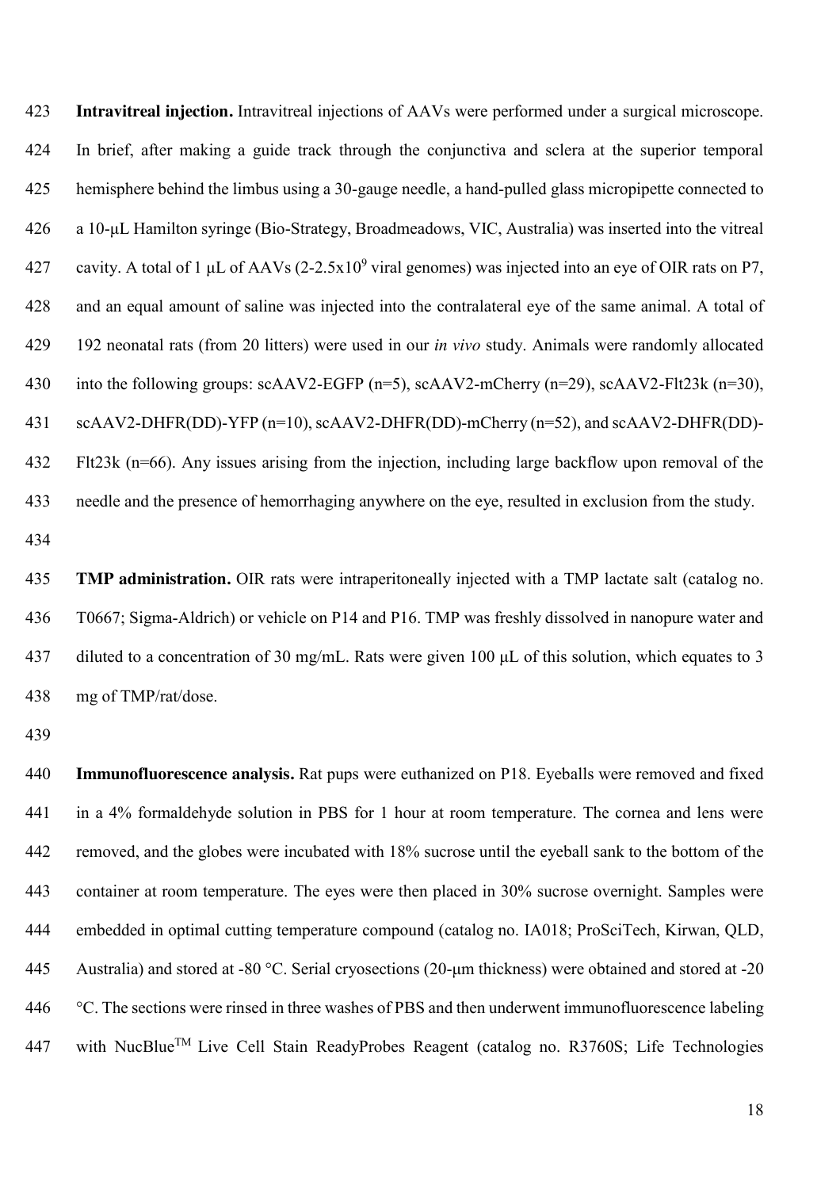**Intravitreal injection.** Intravitreal injections of AAVs were performed under a surgical microscope. In brief, after making a guide track through the conjunctiva and sclera at the superior temporal hemisphere behind the limbus using a 30-gauge needle, a hand-pulled glass micropipette connected to a 10-μL Hamilton syringe (Bio-Strategy, Broadmeadows, VIC, Australia) was inserted into the vitreal cavity. A total of 1 μL of AAVs (2-2.5x$10^9$ viral genomes) was injected into an eye of OIR rats on P7, and an equal amount of saline was injected into the contralateral eye of the same animal. A total of 192 neonatal rats (from 20 litters) were used in our *in vivo* study. Animals were randomly allocated into the following groups: scAAV2-EGFP (n=5), scAAV2-mCherry (n=29), scAAV2-Flt23k (n=30), scAAV2-DHFR(DD)-YFP (n=10), scAAV2-DHFR(DD)-mCherry (n=52), and scAAV2-DHFR(DD)-Flt23k (n=66). Any issues arising from the injection, including large backflow upon removal of the needle and the presence of hemorrhaging anywhere on the eye, resulted in exclusion from the study.

**TMP administration.** OIR rats were intraperitoneally injected with a TMP lactate salt (catalog no. T0667; Sigma-Aldrich) or vehicle on P14 and P16. TMP was freshly dissolved in nanopure water and diluted to a concentration of 30 mg/mL. Rats were given 100 μL of this solution, which equates to 3 mg of TMP/rat/dose.

**Immunofluorescence analysis.** Rat pups were euthanized on P18. Eyeballs were removed and fixed in a 4% formaldehyde solution in PBS for 1 hour at room temperature. The cornea and lens were removed, and the globes were incubated with 18% sucrose until the eyeball sank to the bottom of the container at room temperature. The eyes were then placed in 30% sucrose overnight. Samples were embedded in optimal cutting temperature compound (catalog no. IA018; ProSciTech, Kirwan, QLD, Australia) and stored at -80 °C. Serial cryosections (20-μm thickness) were obtained and stored at -20 °C. The sections were rinsed in three washes of PBS and then underwent immunofluorescence labeling with NucBlue™ Live Cell Stain ReadyProbes Reagent (catalog no. R3760S; Life Technologies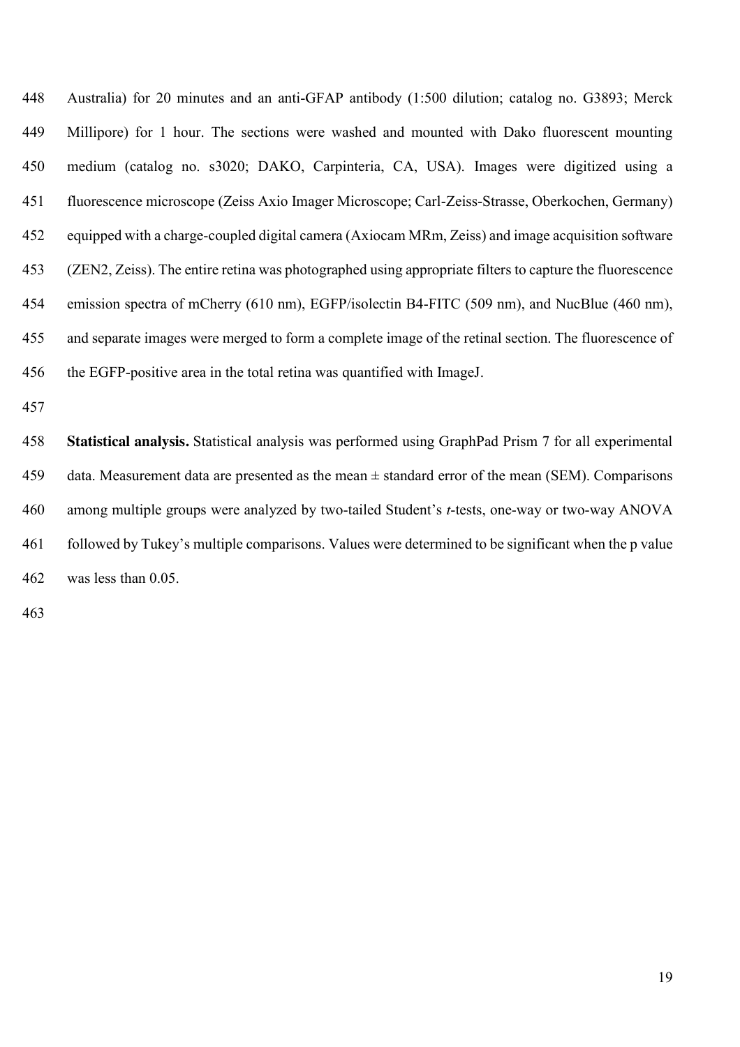Australia) for 20 minutes and an anti-GFAP antibody (1:500 dilution; catalog no. G3893; Merck Millipore) for 1 hour. The sections were washed and mounted with Dako fluorescent mounting medium (catalog no. s3020; DAKO, Carpinteria, CA, USA). Images were digitized using a fluorescence microscope (Zeiss Axio Imager Microscope; Carl-Zeiss-Strasse, Oberkochen, Germany) equipped with a charge-coupled digital camera (Axiocam MRm, Zeiss) and image acquisition software (ZEN2, Zeiss). The entire retina was photographed using appropriate filters to capture the fluorescence emission spectra of mCherry (610 nm), EGFP/isolectin B4-FITC (509 nm), and NucBlue (460 nm), and separate images were merged to form a complete image of the retinal section. The fluorescence of the EGFP-positive area in the total retina was quantified with ImageJ.

**Statistical analysis.** Statistical analysis was performed using GraphPad Prism 7 for all experimental data. Measurement data are presented as the mean ± standard error of the mean (SEM). Comparisons among multiple groups were analyzed by two-tailed Student's *t*-tests, one-way or two-way ANOVA followed by Tukey's multiple comparisons. Values were determined to be significant when the p value was less than 0.05.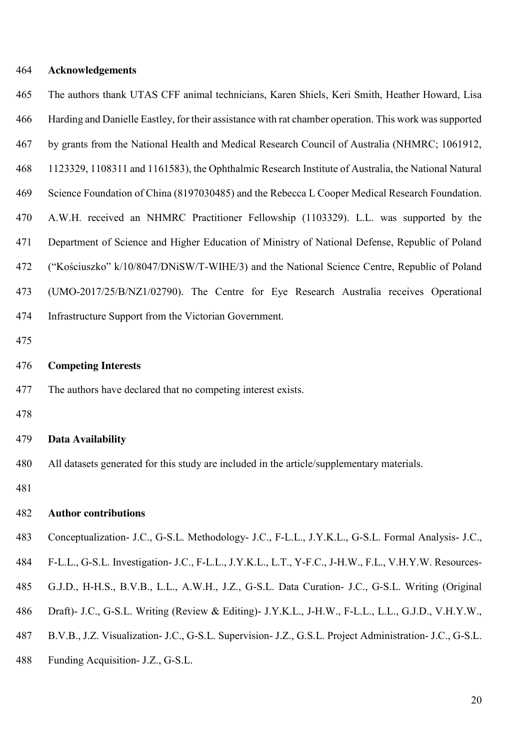## Acknowledgements

The authors thank UTAS CFF animal technicians, Karen Shiels, Keri Smith, Heather Howard, Lisa Harding and Danielle Eastley, for their assistance with rat chamber operation. This work was supported by grants from the National Health and Medical Research Council of Australia (NHMRC; 1061912, 1123329, 1108311 and 1161583), the Ophthalmic Research Institute of Australia, the National Natural Science Foundation of China (8197030485) and the Rebecca L Cooper Medical Research Foundation. A.W.H. received an NHMRC Practitioner Fellowship (1103329). L.L. was supported by the Department of Science and Higher Education of Ministry of National Defense, Republic of Poland ("Kościuszko" k/10/8047/DNiSW/T-WIHE/3) and the National Science Centre, Republic of Poland (UMO-2017/25/B/NZ1/02790). The Centre for Eye Research Australia receives Operational Infrastructure Support from the Victorian Government.

## Competing Interests

The authors have declared that no competing interest exists.

## Data Availability

All datasets generated for this study are included in the article/supplementary materials.

## Author contributions

Conceptualization- J.C., G-S.L. Methodology- J.C., F-L.L., J.Y.K.L., G-S.L. Formal Analysis- J.C., F-L.L., G-S.L. Investigation- J.C., F-L.L., J.Y.K.L., L.T., Y-F.C., J-H.W., F.L., V.H.Y.W. Resources- G.J.D., H-H.S., B.V.B., L.L., A.W.H., J.Z., G-S.L. Data Curation- J.C., G-S.L. Writing (Original Draft)- J.C., G-S.L. Writing (Review & Editing)- J.Y.K.L., J-H.W., F-L.L., L.L., G.J.D., V.H.Y.W., B.V.B., J.Z. Visualization- J.C., G-S.L. Supervision- J.Z., G.S.L. Project Administration- J.C., G-S.L. Funding Acquisition- J.Z., G-S.L.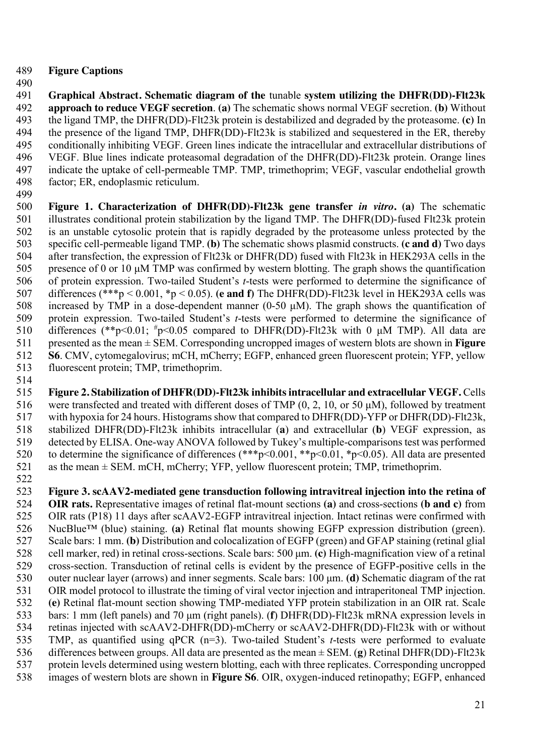## Figure Captions

**Graphical Abstract. Schematic diagram of the** tunable **system utilizing the DHFR(DD)-Flt23k approach to reduce VEGF secretion**. (**a**) The schematic shows normal VEGF secretion. (**b**) Without the ligand TMP, the DHFR(DD)-Flt23k protein is destabilized and degraded by the proteasome. (**c**) In the presence of the ligand TMP, DHFR(DD)-Flt23k is stabilized and sequestered in the ER, thereby conditionally inhibiting VEGF. Green lines indicate the intracellular and extracellular distributions of VEGF. Blue lines indicate proteasomal degradation of the DHFR(DD)-Flt23k protein. Orange lines indicate the uptake of cell-permeable TMP. TMP, trimethoprim; VEGF, vascular endothelial growth factor; ER, endoplasmic reticulum.

**Figure 1. Characterization of DHFR(DD)-Flt23k gene transfer *in vitro*.** (**a**) The schematic illustrates conditional protein stabilization by the ligand TMP. The DHFR(DD)-fused Flt23k protein is an unstable cytosolic protein that is rapidly degraded by the proteasome unless protected by the specific cell-permeable ligand TMP. (**b**) The schematic shows plasmid constructs. (**c and d**) Two days after transfection, the expression of Flt23k or DHFR(DD) fused with Flt23k in HEK293A cells in the presence of 0 or 10 μM TMP was confirmed by western blotting. The graph shows the quantification of protein expression. Two-tailed Student's *t*-tests were performed to determine the significance of differences (***$p < 0.001$, *$p < 0.05$). (**e and f**) The DHFR(DD)-Flt23k level in HEK293A cells was increased by TMP in a dose-dependent manner (0-50 μM). The graph shows the quantification of protein expression. Two-tailed Student's *t*-tests were performed to determine the significance of differences (**$p<0.01$; $^{\#}p<0.05$ compared to DHFR(DD)-Flt23k with 0 μM TMP). All data are presented as the mean ± SEM. Corresponding uncropped images of western blots are shown in **Figure S6**. CMV, cytomegalovirus; mCH, mCherry; EGFP, enhanced green fluorescent protein; YFP, yellow fluorescent protein; TMP, trimethoprim.

**Figure 2. Stabilization of DHFR(DD)-Flt23k inhibits intracellular and extracellular VEGF.** Cells were transfected and treated with different doses of TMP (0, 2, 10, or 50 μM), followed by treatment with hypoxia for 24 hours. Histograms show that compared to DHFR(DD)-YFP or DHFR(DD)-Flt23k, stabilized DHFR(DD)-Flt23k inhibits intracellular (**a**) and extracellular (**b**) VEGF expression, as detected by ELISA. One-way ANOVA followed by Tukey's multiple-comparisons test was performed to determine the significance of differences (***$p<0.001$, **$p<0.01$, *$p<0.05$). All data are presented as the mean ± SEM. mCH, mCherry; YFP, yellow fluorescent protein; TMP, trimethoprim.

**Figure 3. scAAV2-mediated gene transduction following intravitreal injection into the retina of OIR rats.** Representative images of retinal flat-mount sections **(a)** and cross-sections **(b and c)** from OIR rats (P18) 11 days after scAAV2-EGFP intravitreal injection. Intact retinas were confirmed with NucBlue™ (blue) staining. **(a)** Retinal flat mounts showing EGFP expression distribution (green). Scale bars: 1 mm. (**b**) Distribution and colocalization of EGFP (green) and GFAP staining (retinal glial cell marker, red) in retinal cross-sections. Scale bars: 500 μm. (**c**) High-magnification view of a retinal cross-section. Transduction of retinal cells is evident by the presence of EGFP-positive cells in the outer nuclear layer (arrows) and inner segments. Scale bars: 100 μm. (**d**) Schematic diagram of the rat OIR model protocol to illustrate the timing of viral vector injection and intraperitoneal TMP injection. (**e**) Retinal flat-mount section showing TMP-mediated YFP protein stabilization in an OIR rat. Scale bars: 1 mm (left panels) and 70 μm (right panels). (**f**) DHFR(DD)-Flt23k mRNA expression levels in retinas injected with scAAV2-DHFR(DD)-mCherry or scAAV2-DHFR(DD)-Flt23k with or without TMP, as quantified using qPCR (n=3). Two-tailed Student's *t*-tests were performed to evaluate differences between groups. All data are presented as the mean ± SEM. (**g**) Retinal DHFR(DD)-Flt23k protein levels determined using western blotting, each with three replicates. Corresponding uncropped images of western blots are shown in **Figure S6**. OIR, oxygen-induced retinopathy; EGFP, enhanced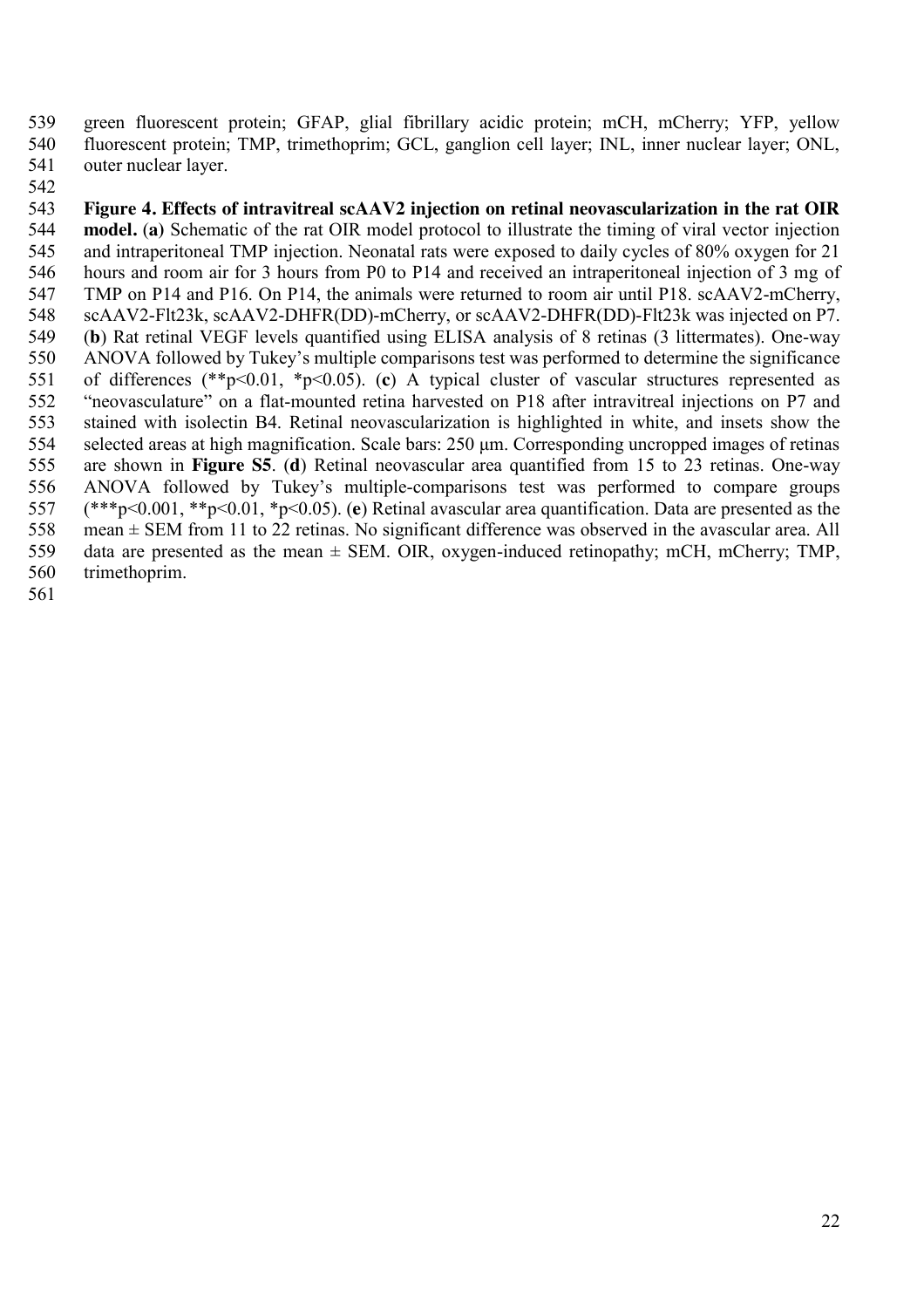green fluorescent protein; GFAP, glial fibrillary acidic protein; mCH, mCherry; YFP, yellow fluorescent protein; TMP, trimethoprim; GCL, ganglion cell layer; INL, inner nuclear layer; ONL, outer nuclear layer.

**Figure 4. Effects of intravitreal scAAV2 injection on retinal neovascularization in the rat OIR model.** (**a**) Schematic of the rat OIR model protocol to illustrate the timing of viral vector injection and intraperitoneal TMP injection. Neonatal rats were exposed to daily cycles of 80% oxygen for 21 hours and room air for 3 hours from P0 to P14 and received an intraperitoneal injection of 3 mg of TMP on P14 and P16. On P14, the animals were returned to room air until P18. scAAV2-mCherry, scAAV2-Flt23k, scAAV2-DHFR(DD)-mCherry, or scAAV2-DHFR(DD)-Flt23k was injected on P7. (**b**) Rat retinal VEGF levels quantified using ELISA analysis of 8 retinas (3 littermates). One-way ANOVA followed by Tukey's multiple comparisons test was performed to determine the significance of differences (\*\*$p<0.01$, \*$p<0.05$). (**c**) A typical cluster of vascular structures represented as "neovasculature" on a flat-mounted retina harvested on P18 after intravitreal injections on P7 and stained with isolectin B4. Retinal neovascularization is highlighted in white, and insets show the selected areas at high magnification. Scale bars: 250 µm. Corresponding uncropped images of retinas are shown in **Figure S5**. (**d**) Retinal neovascular area quantified from 15 to 23 retinas. One-way ANOVA followed by Tukey's multiple-comparisons test was performed to compare groups (\*\*\*$p<0.001$, \*\*$p<0.01$, \*$p<0.05$). (**e**) Retinal avascular area quantification. Data are presented as the mean ± SEM from 11 to 22 retinas. No significant difference was observed in the avascular area. All data are presented as the mean ± SEM. OIR, oxygen-induced retinopathy; mCH, mCherry; TMP, trimethoprim.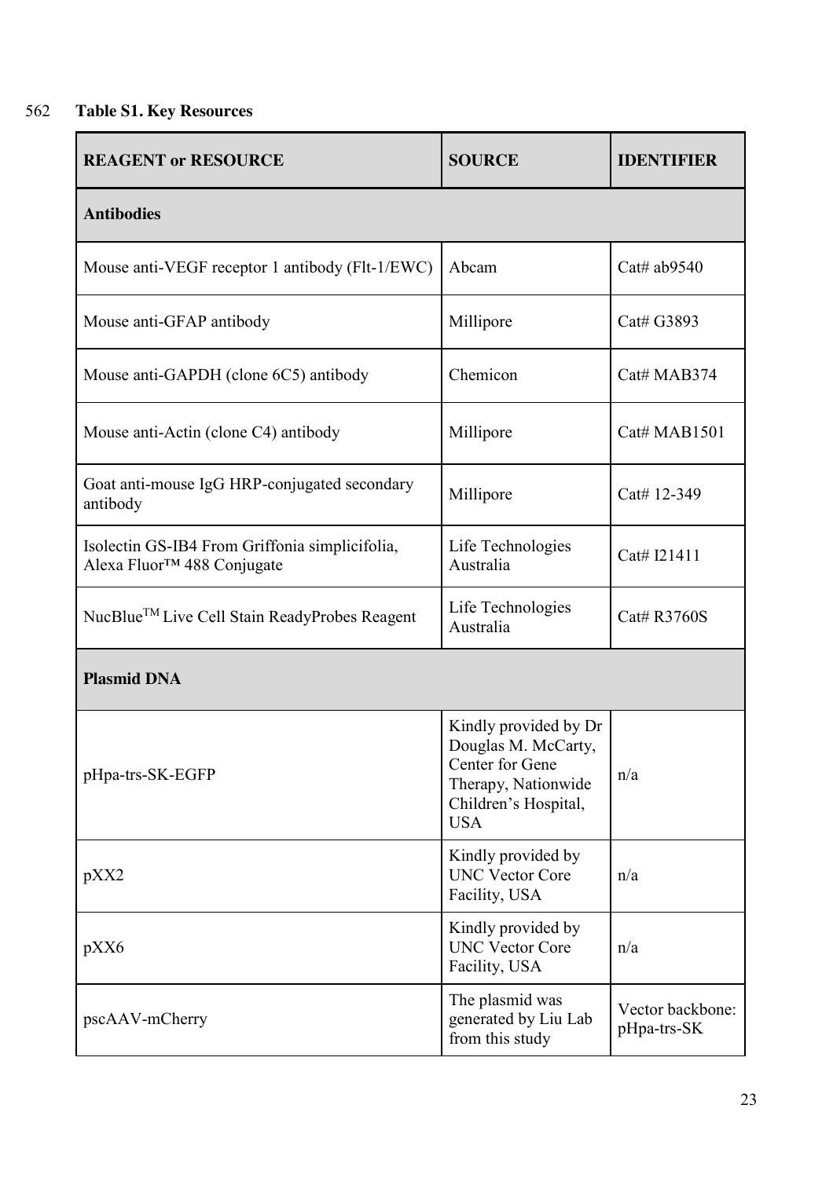**Table S1. Key Resources**

| REAGENT or RESOURCE | SOURCE | IDENTIFIER |
|---|---|---|
| **Antibodies** | | |
| Mouse anti-VEGF receptor 1 antibody (Flt-1/EWC) | Abcam | Cat# ab9540 |
| Mouse anti-GFAP antibody | Millipore | Cat# G3893 |
| Mouse anti-GAPDH (clone 6C5) antibody | Chemicon | Cat# MAB374 |
| Mouse anti-Actin (clone C4) antibody | Millipore | Cat# MAB1501 |
| Goat anti-mouse IgG HRP-conjugated secondary antibody | Millipore | Cat# 12-349 |
| Isolectin GS-IB4 From Griffonia simplicifolia, Alexa Fluor™ 488 Conjugate | Life Technologies Australia | Cat# I21411 |
| NucBlue™ Live Cell Stain ReadyProbes Reagent | Life Technologies Australia | Cat# R3760S |
| **Plasmid DNA** | | |
| pHpa-trs-SK-EGFP | Kindly provided by Dr Douglas M. McCarty, Center for Gene Therapy, Nationwide Children's Hospital, USA | n/a |
| pXX2 | Kindly provided by UNC Vector Core Facility, USA | n/a |
| pXX6 | Kindly provided by UNC Vector Core Facility, USA | n/a |
| pscAAV-mCherry | The plasmid was generated by Liu Lab from this study | Vector backbone: pHpa-trs-SK |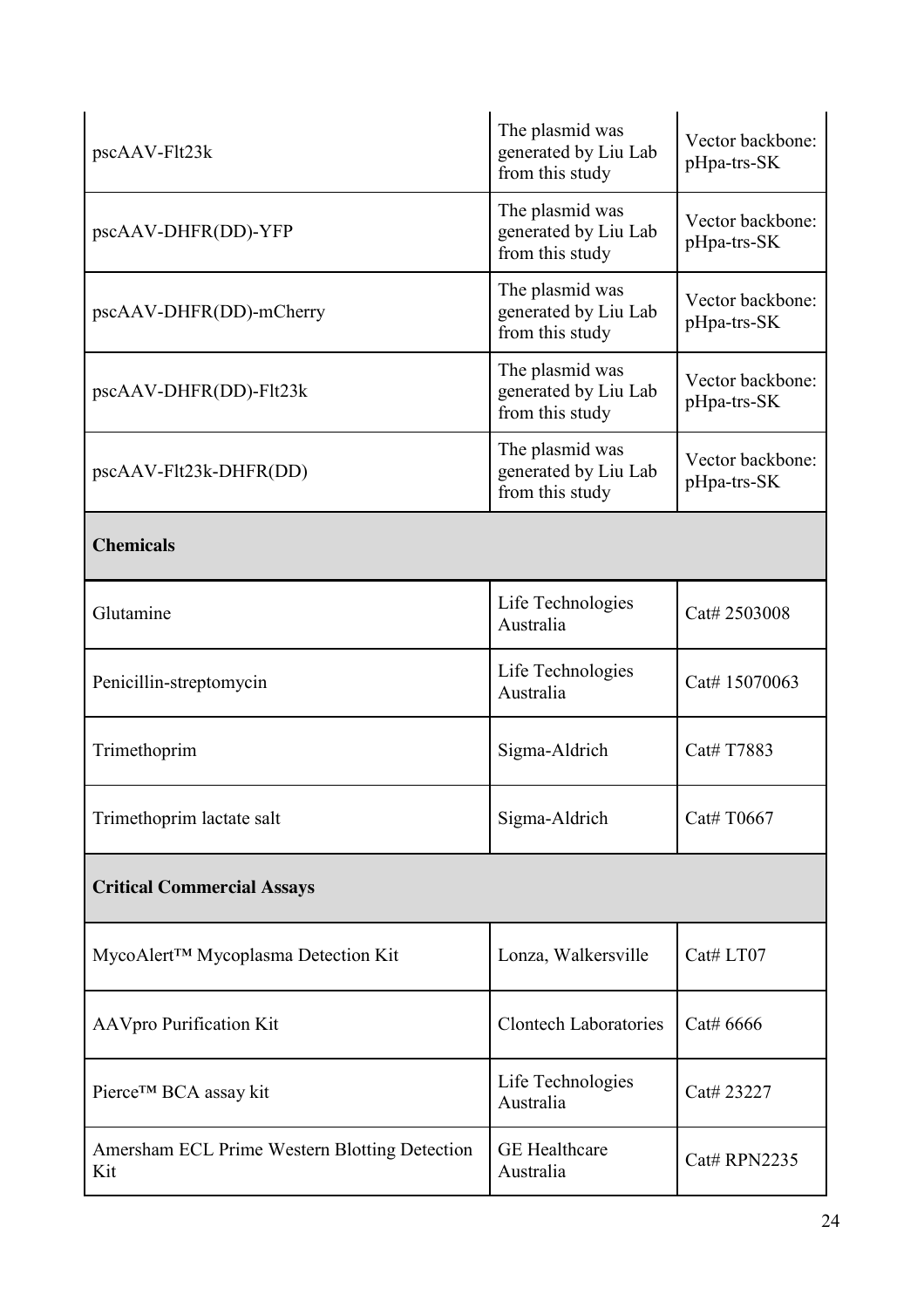| | | |
|---|---|---|
| pscAAV-Flt23k | The plasmid was generated by Liu Lab from this study | Vector backbone: pHpa-trs-SK |
| pscAAV-DHFR(DD)-YFP | The plasmid was generated by Liu Lab from this study | Vector backbone: pHpa-trs-SK |
| pscAAV-DHFR(DD)-mCherry | The plasmid was generated by Liu Lab from this study | Vector backbone: pHpa-trs-SK |
| pscAAV-DHFR(DD)-Flt23k | The plasmid was generated by Liu Lab from this study | Vector backbone: pHpa-trs-SK |
| pscAAV-Flt23k-DHFR(DD) | The plasmid was generated by Liu Lab from this study | Vector backbone: pHpa-trs-SK |
| **Chemicals** | | |
| Glutamine | Life Technologies Australia | Cat# 2503008 |
| Penicillin-streptomycin | Life Technologies Australia | Cat# 15070063 |
| Trimethoprim | Sigma-Aldrich | Cat# T7883 |
| Trimethoprim lactate salt | Sigma-Aldrich | Cat# T0667 |
| **Critical Commercial Assays** | | |
| MycoAlert™ Mycoplasma Detection Kit | Lonza, Walkersville | Cat# LT07 |
| AAVpro Purification Kit | Clontech Laboratories | Cat# 6666 |
| Pierce™ BCA assay kit | Life Technologies Australia | Cat# 23227 |
| Amersham ECL Prime Western Blotting Detection Kit | GE Healthcare Australia | Cat# RPN2235 |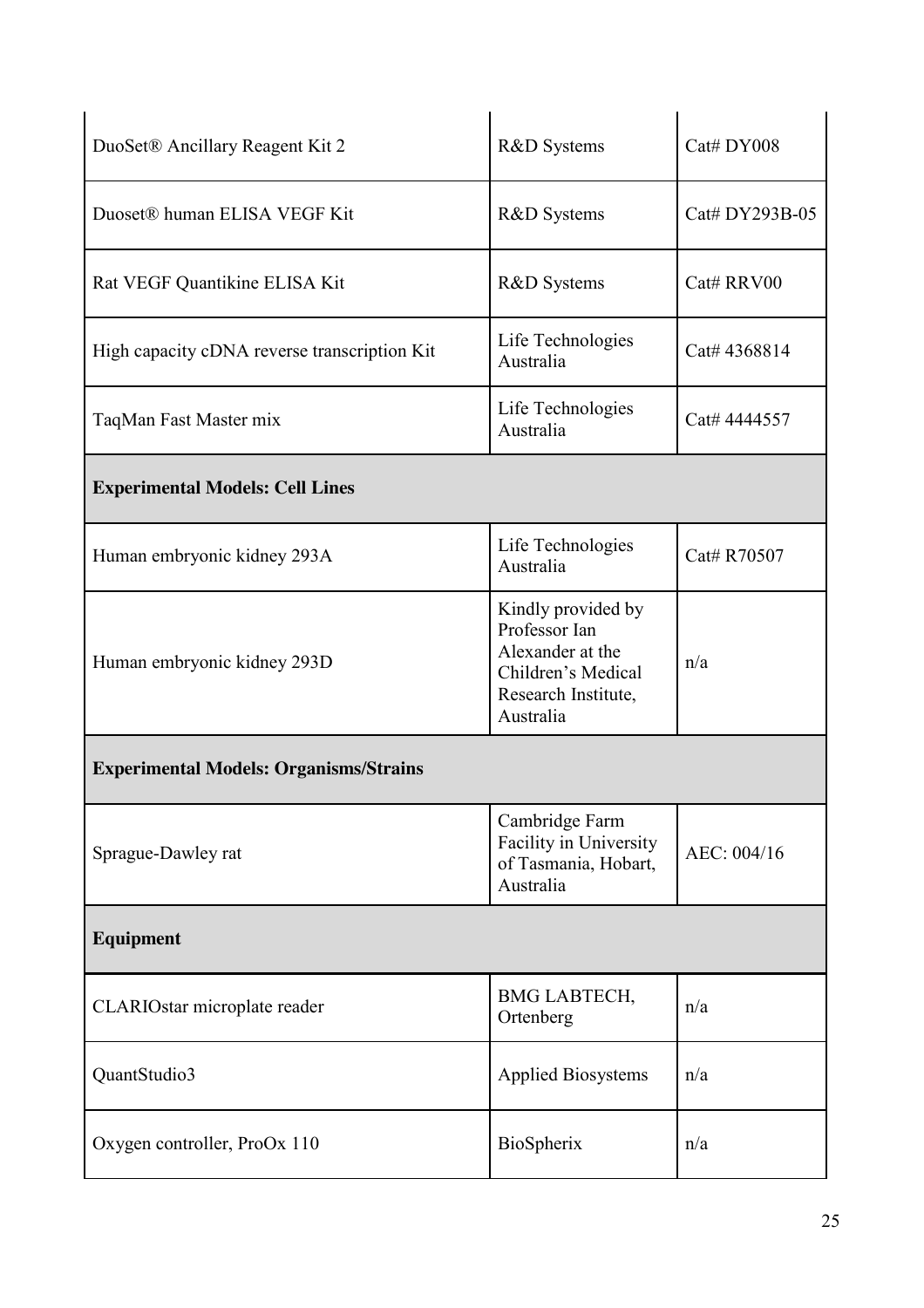| | | |
|---|---|---|
| DuoSet® Ancillary Reagent Kit 2 | R&D Systems | Cat# DY008 |
| Duoset® human ELISA VEGF Kit | R&D Systems | Cat# DY293B-05 |
| Rat VEGF Quantikine ELISA Kit | R&D Systems | Cat# RRV00 |
| High capacity cDNA reverse transcription Kit | Life Technologies Australia | Cat# 4368814 |
| TaqMan Fast Master mix | Life Technologies Australia | Cat# 4444557 |
| **Experimental Models: Cell Lines** | | |
| Human embryonic kidney 293A | Life Technologies Australia | Cat# R70507 |
| Human embryonic kidney 293D | Kindly provided by Professor Ian Alexander at the Children's Medical Research Institute, Australia | n/a |
| **Experimental Models: Organisms/Strains** | | |
| Sprague-Dawley rat | Cambridge Farm Facility in University of Tasmania, Hobart, Australia | AEC: 004/16 |
| **Equipment** | | |
| CLARIOstar microplate reader | BMG LABTECH, Ortenberg | n/a |
| QuantStudio3 | Applied Biosystems | n/a |
| Oxygen controller, ProOx 110 | BioSpherix | n/a |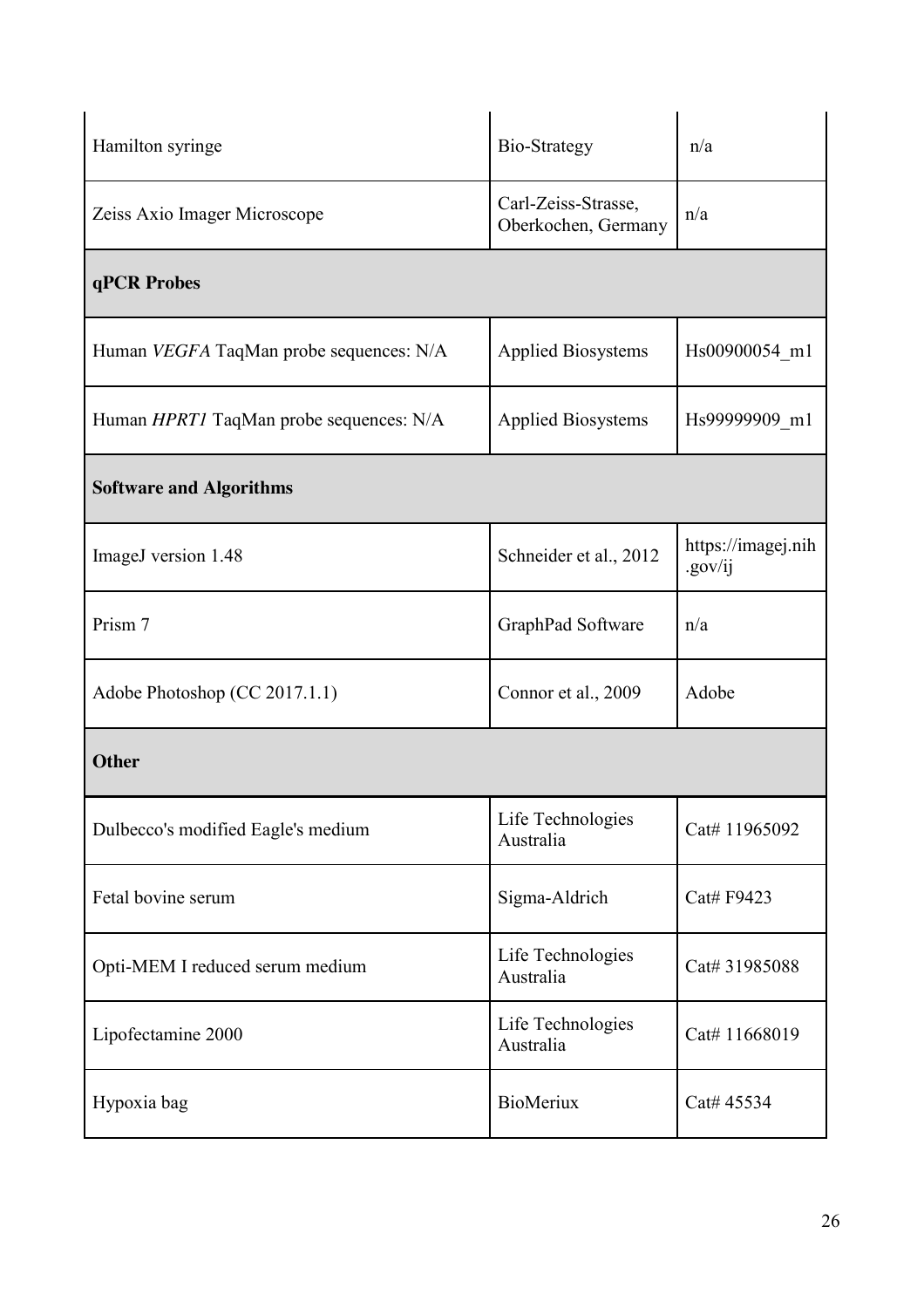| | | |
|---|---|---|
| Hamilton syringe | Bio-Strategy | n/a |
| Zeiss Axio Imager Microscope | Carl-Zeiss-Strasse, Oberkochen, Germany | n/a |
| **qPCR Probes** | | |
| Human *VEGFA* TaqMan probe sequences: N/A | Applied Biosystems | Hs00900054_m1 |
| Human *HPRT1* TaqMan probe sequences: N/A | Applied Biosystems | Hs99999909_m1 |
| **Software and Algorithms** | | |
| ImageJ version 1.48 | Schneider et al., 2012 | https://imagej.nih.gov/ij |
| Prism 7 | GraphPad Software | n/a |
| Adobe Photoshop (CC 2017.1.1) | Connor et al., 2009 | Adobe |
| **Other** | | |
| Dulbecco's modified Eagle's medium | Life Technologies Australia | Cat# 11965092 |
| Fetal bovine serum | Sigma-Aldrich | Cat# F9423 |
| Opti-MEM I reduced serum medium | Life Technologies Australia | Cat# 31985088 |
| Lipofectamine 2000 | Life Technologies Australia | Cat# 11668019 |
| Hypoxia bag | BioMeriux | Cat# 45534 |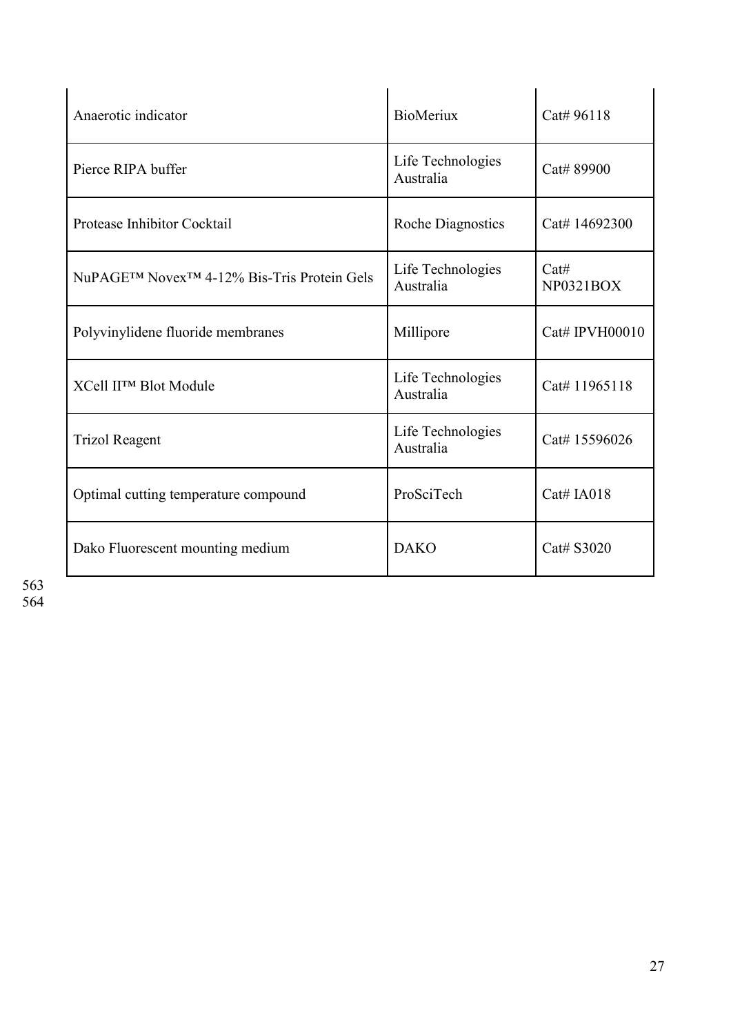| | | |
|---|---|---|
| Anaerotic indicator | BioMeriux | Cat# 96118 |
| Pierce RIPA buffer | Life Technologies Australia | Cat# 89900 |
| Protease Inhibitor Cocktail | Roche Diagnostics | Cat# 14692300 |
| NuPAGE™ Novex™ 4-12% Bis-Tris Protein Gels | Life Technologies Australia | Cat# NP0321BOX |
| Polyvinylidene fluoride membranes | Millipore | Cat# IPVH00010 |
| XCell II™ Blot Module | Life Technologies Australia | Cat# 11965118 |
| Trizol Reagent | Life Technologies Australia | Cat# 15596026 |
| Optimal cutting temperature compound | ProSciTech | Cat# IA018 |
| Dako Fluorescent mounting medium | DAKO | Cat# S3020 |

563
564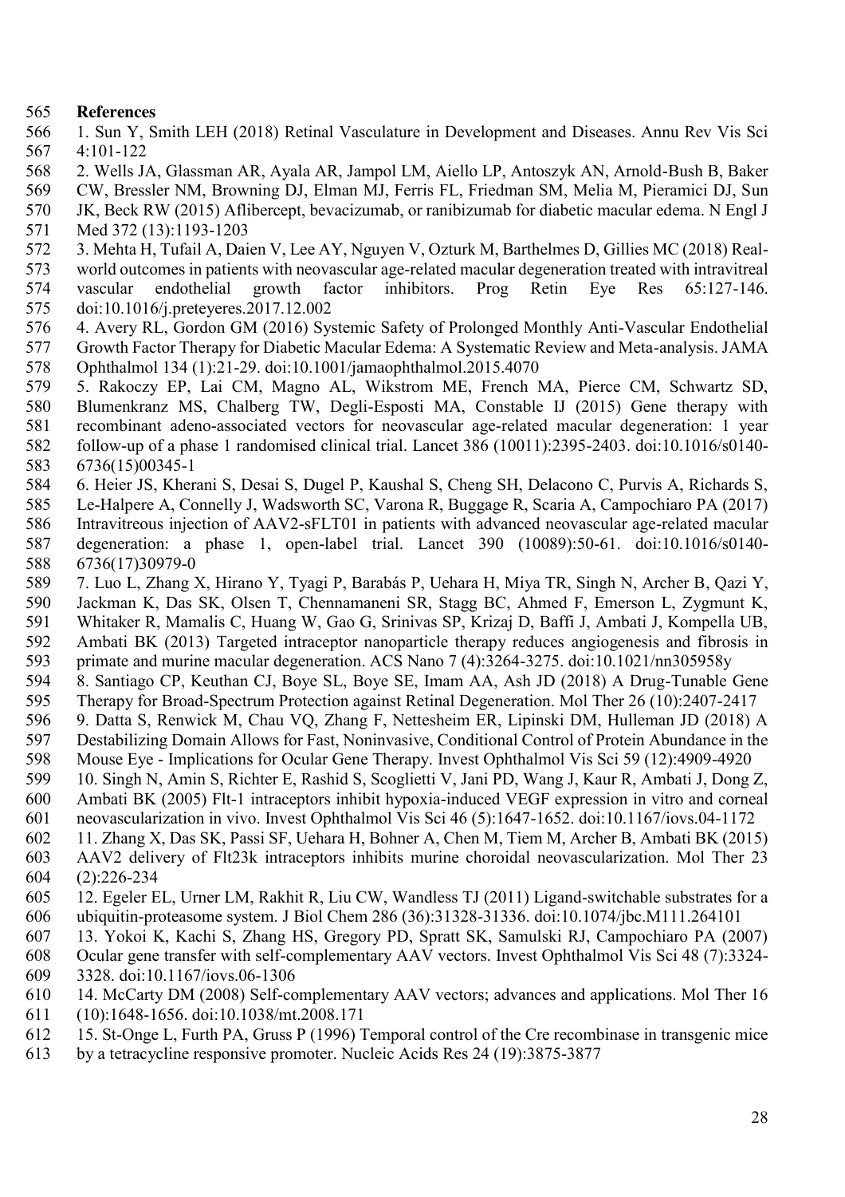## References

1. Sun Y, Smith LEH (2018) Retinal Vasculature in Development and Diseases. Annu Rev Vis Sci 4:101-122
2. Wells JA, Glassman AR, Ayala AR, Jampol LM, Aiello LP, Antoszyk AN, Arnold-Bush B, Baker CW, Bressler NM, Browning DJ, Elman MJ, Ferris FL, Friedman SM, Melia M, Pieramici DJ, Sun JK, Beck RW (2015) Aflibercept, bevacizumab, or ranibizumab for diabetic macular edema. N Engl J Med 372 (13):1193-1203
3. Mehta H, Tufail A, Daien V, Lee AY, Nguyen V, Ozturk M, Barthelmes D, Gillies MC (2018) Real-world outcomes in patients with neovascular age-related macular degeneration treated with intravitreal vascular endothelial growth factor inhibitors. Prog Retin Eye Res 65:127-146. doi:10.1016/j.preteyeres.2017.12.002
4. Avery RL, Gordon GM (2016) Systemic Safety of Prolonged Monthly Anti-Vascular Endothelial Growth Factor Therapy for Diabetic Macular Edema: A Systematic Review and Meta-analysis. JAMA Ophthalmol 134 (1):21-29. doi:10.1001/jamaophthalmol.2015.4070
5. Rakoczy EP, Lai CM, Magno AL, Wikstrom ME, French MA, Pierce CM, Schwartz SD, Blumenkranz MS, Chalberg TW, Degli-Esposti MA, Constable IJ (2015) Gene therapy with recombinant adeno-associated vectors for neovascular age-related macular degeneration: 1 year follow-up of a phase 1 randomised clinical trial. Lancet 386 (10011):2395-2403. doi:10.1016/s0140-6736(15)00345-1
6. Heier JS, Kherani S, Desai S, Dugel P, Kaushal S, Cheng SH, Delacono C, Purvis A, Richards S, Le-Halpere A, Connelly J, Wadsworth SC, Varona R, Buggage R, Scaria A, Campochiaro PA (2017) Intravitreous injection of AAV2-sFLT01 in patients with advanced neovascular age-related macular degeneration: a phase 1, open-label trial. Lancet 390 (10089):50-61. doi:10.1016/s0140-6736(17)30979-0
7. Luo L, Zhang X, Hirano Y, Tyagi P, Barabás P, Uehara H, Miya TR, Singh N, Archer B, Qazi Y, Jackman K, Das SK, Olsen T, Chennamaneni SR, Stagg BC, Ahmed F, Emerson L, Zygmunt K, Whitaker R, Mamalis C, Huang W, Gao G, Srinivas SP, Krizaj D, Baffi J, Ambati J, Kompella UB, Ambati BK (2013) Targeted intraceptor nanoparticle therapy reduces angiogenesis and fibrosis in primate and murine macular degeneration. ACS Nano 7 (4):3264-3275. doi:10.1021/nn305958y
8. Santiago CP, Keuthan CJ, Boye SL, Boye SE, Imam AA, Ash JD (2018) A Drug-Tunable Gene Therapy for Broad-Spectrum Protection against Retinal Degeneration. Mol Ther 26 (10):2407-2417
9. Datta S, Renwick M, Chau VQ, Zhang F, Nettesheim ER, Lipinski DM, Hulleman JD (2018) A Destabilizing Domain Allows for Fast, Noninvasive, Conditional Control of Protein Abundance in the Mouse Eye - Implications for Ocular Gene Therapy. Invest Ophthalmol Vis Sci 59 (12):4909-4920
10. Singh N, Amin S, Richter E, Rashid S, Scoglietti V, Jani PD, Wang J, Kaur R, Ambati J, Dong Z, Ambati BK (2005) Flt-1 intraceptors inhibit hypoxia-induced VEGF expression in vitro and corneal neovascularization in vivo. Invest Ophthalmol Vis Sci 46 (5):1647-1652. doi:10.1167/iovs.04-1172
11. Zhang X, Das SK, Passi SF, Uehara H, Bohner A, Chen M, Tiem M, Archer B, Ambati BK (2015) AAV2 delivery of Flt23k intraceptors inhibits murine choroidal neovascularization. Mol Ther 23 (2):226-234
12. Egeler EL, Urner LM, Rakhit R, Liu CW, Wandless TJ (2011) Ligand-switchable substrates for a ubiquitin-proteasome system. J Biol Chem 286 (36):31328-31336. doi:10.1074/jbc.M111.264101
13. Yokoi K, Kachi S, Zhang HS, Gregory PD, Spratt SK, Samulski RJ, Campochiaro PA (2007) Ocular gene transfer with self-complementary AAV vectors. Invest Ophthalmol Vis Sci 48 (7):3324-3328. doi:10.1167/iovs.06-1306
14. McCarty DM (2008) Self-complementary AAV vectors; advances and applications. Mol Ther 16 (10):1648-1656. doi:10.1038/mt.2008.171
15. St-Onge L, Furth PA, Gruss P (1996) Temporal control of the Cre recombinase in transgenic mice by a tetracycline responsive promoter. Nucleic Acids Res 24 (19):3875-3877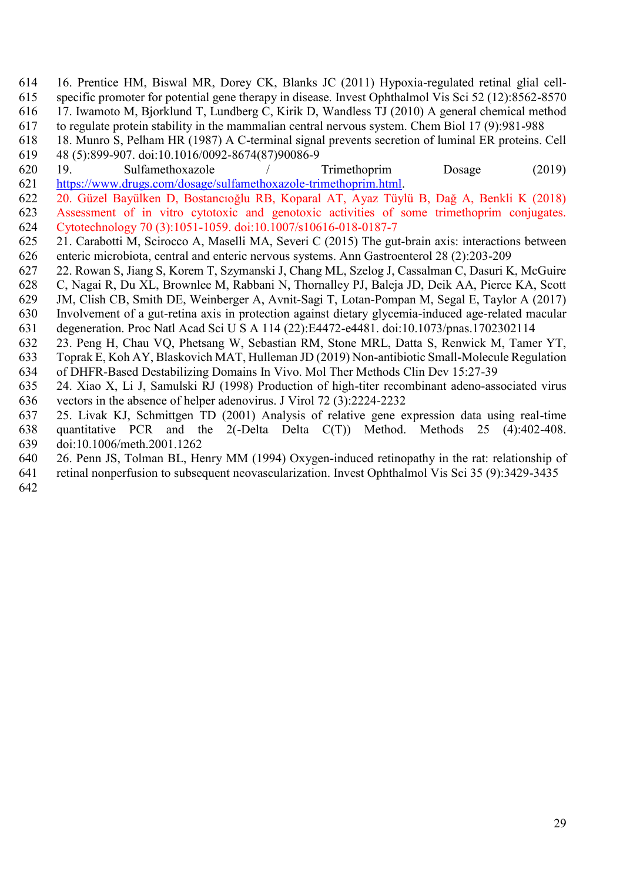16. Prentice HM, Biswal MR, Dorey CK, Blanks JC (2011) Hypoxia-regulated retinal glial cell-specific promoter for potential gene therapy in disease. Invest Ophthalmol Vis Sci 52 (12):8562-8570

17. Iwamoto M, Bjorklund T, Lundberg C, Kirik D, Wandless TJ (2010) A general chemical method to regulate protein stability in the mammalian central nervous system. Chem Biol 17 (9):981-988

18. Munro S, Pelham HR (1987) A C-terminal signal prevents secretion of luminal ER proteins. Cell 48 (5):899-907. doi:10.1016/0092-8674(87)90086-9

19. Sulfamethoxazole / Trimethoprim Dosage (2019) https://www.drugs.com/dosage/sulfamethoxazole-trimethoprim.html.

20. Güzel Bayülken D, Bostancıoğlu RB, Koparal AT, Ayaz Tüylü B, Dağ A, Benkli K (2018) Assessment of in vitro cytotoxic and genotoxic activities of some trimethoprim conjugates. Cytotechnology 70 (3):1051-1059. doi:10.1007/s10616-018-0187-7

21. Carabotti M, Scirocco A, Maselli MA, Severi C (2015) The gut-brain axis: interactions between enteric microbiota, central and enteric nervous systems. Ann Gastroenterol 28 (2):203-209

22. Rowan S, Jiang S, Korem T, Szymanski J, Chang ML, Szelog J, Cassalman C, Dasuri K, McGuire C, Nagai R, Du XL, Brownlee M, Rabbani N, Thornalley PJ, Baleja JD, Deik AA, Pierce KA, Scott JM, Clish CB, Smith DE, Weinberger A, Avnit-Sagi T, Lotan-Pompan M, Segal E, Taylor A (2017) Involvement of a gut-retina axis in protection against dietary glycemia-induced age-related macular degeneration. Proc Natl Acad Sci U S A 114 (22):E4472-e4481. doi:10.1073/pnas.1702302114

23. Peng H, Chau VQ, Phetsang W, Sebastian RM, Stone MRL, Datta S, Renwick M, Tamer YT, Toprak E, Koh AY, Blaskovich MAT, Hulleman JD (2019) Non-antibiotic Small-Molecule Regulation of DHFR-Based Destabilizing Domains In Vivo. Mol Ther Methods Clin Dev 15:27-39

24. Xiao X, Li J, Samulski RJ (1998) Production of high-titer recombinant adeno-associated virus vectors in the absence of helper adenovirus. J Virol 72 (3):2224-2232

25. Livak KJ, Schmittgen TD (2001) Analysis of relative gene expression data using real-time quantitative PCR and the 2(-Delta Delta C(T)) Method. Methods 25 (4):402-408. doi:10.1006/meth.2001.1262

26. Penn JS, Tolman BL, Henry MM (1994) Oxygen-induced retinopathy in the rat: relationship of retinal nonperfusion to subsequent neovascularization. Invest Ophthalmol Vis Sci 35 (9):3429-3435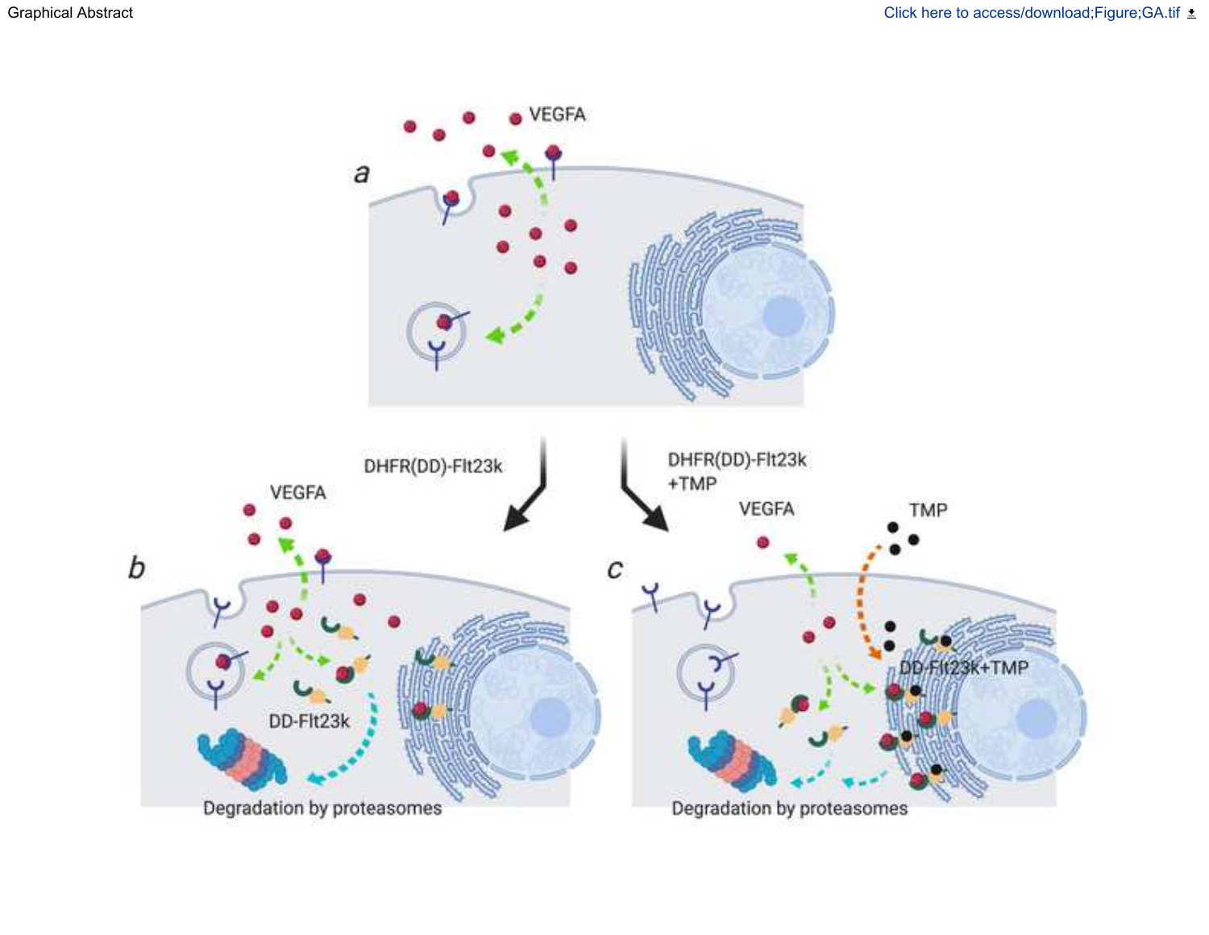Graphical Abstract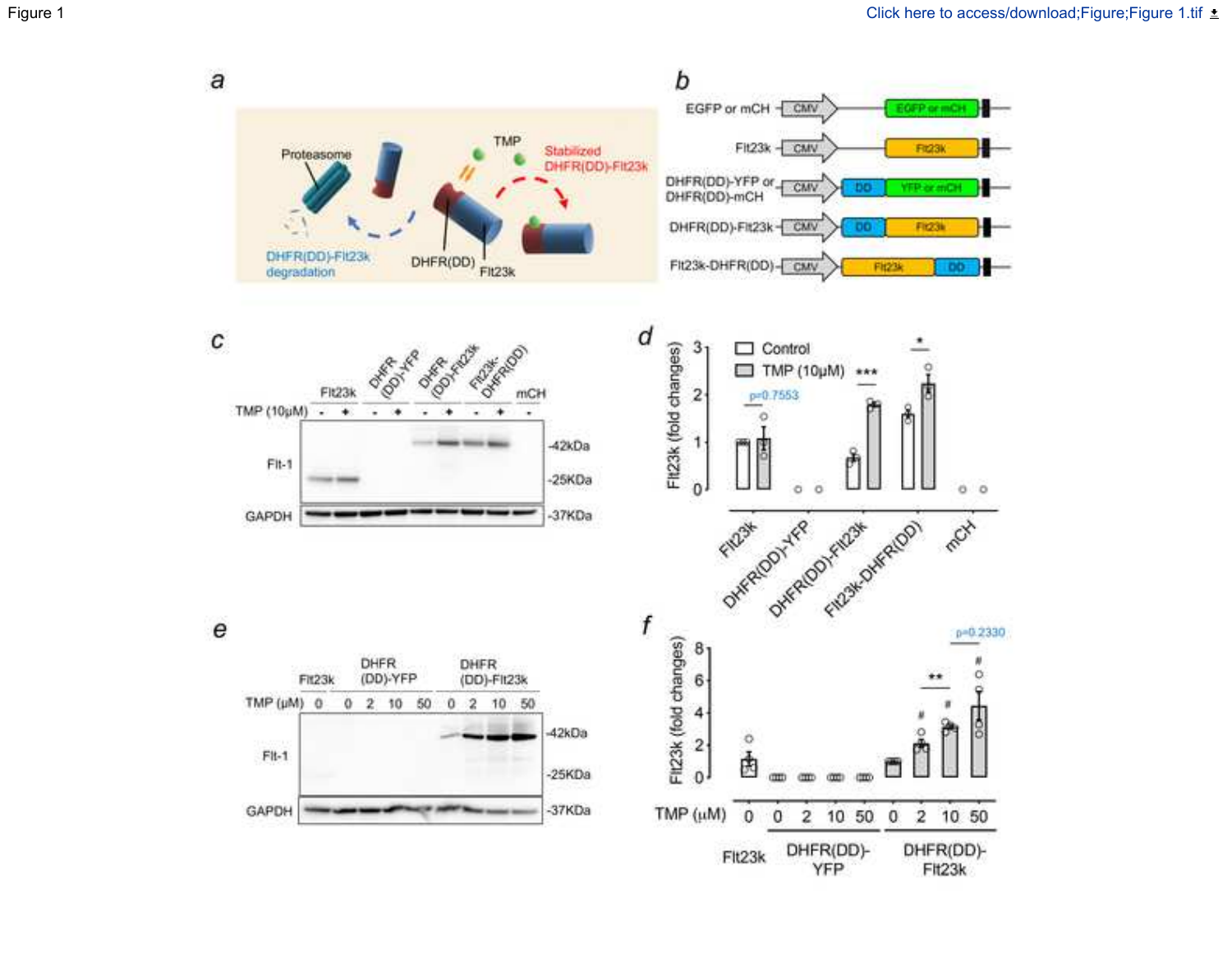Figure 1

Click here to access/download;Figure;Figure 1.tif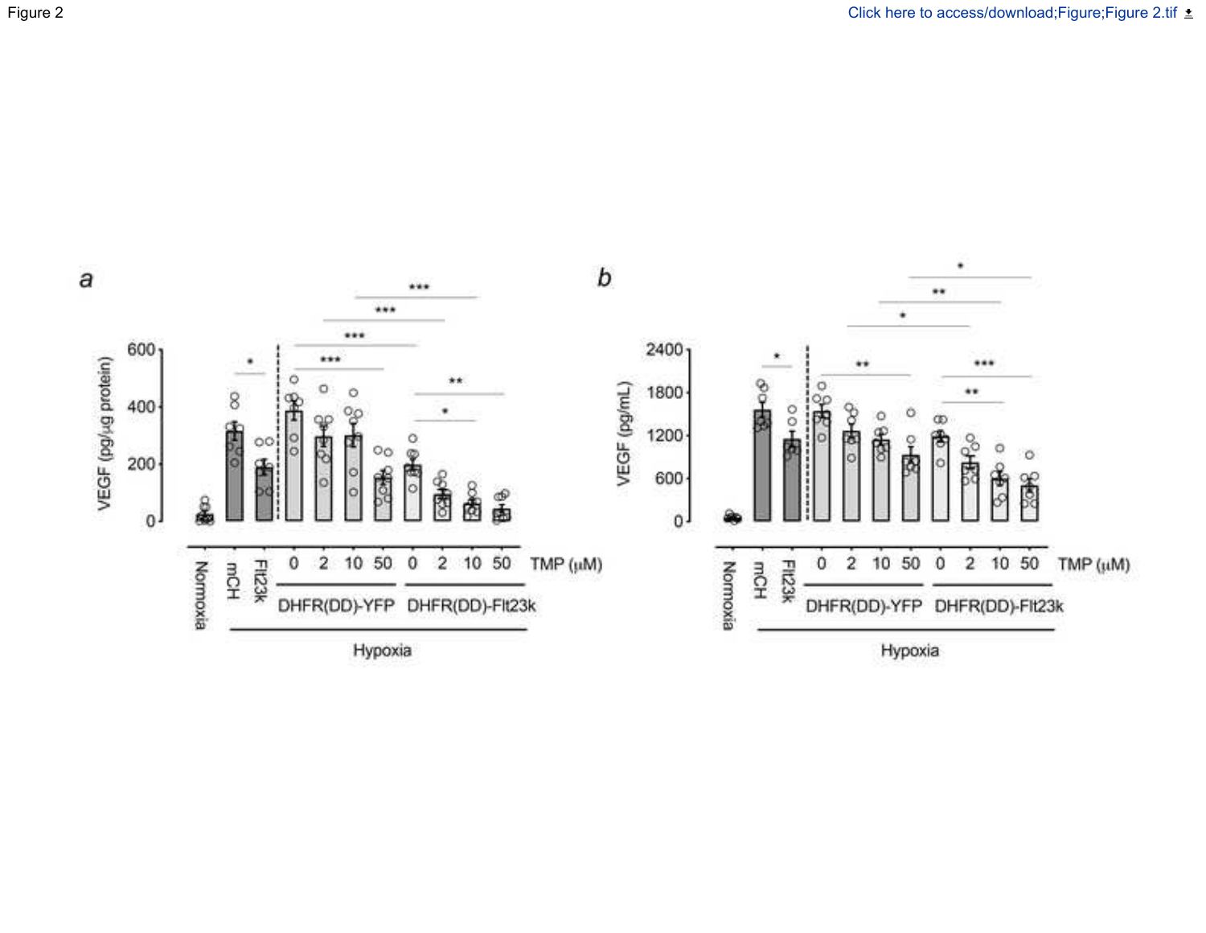Figure 2

Click here to access/download;Figure;Figure 2.tif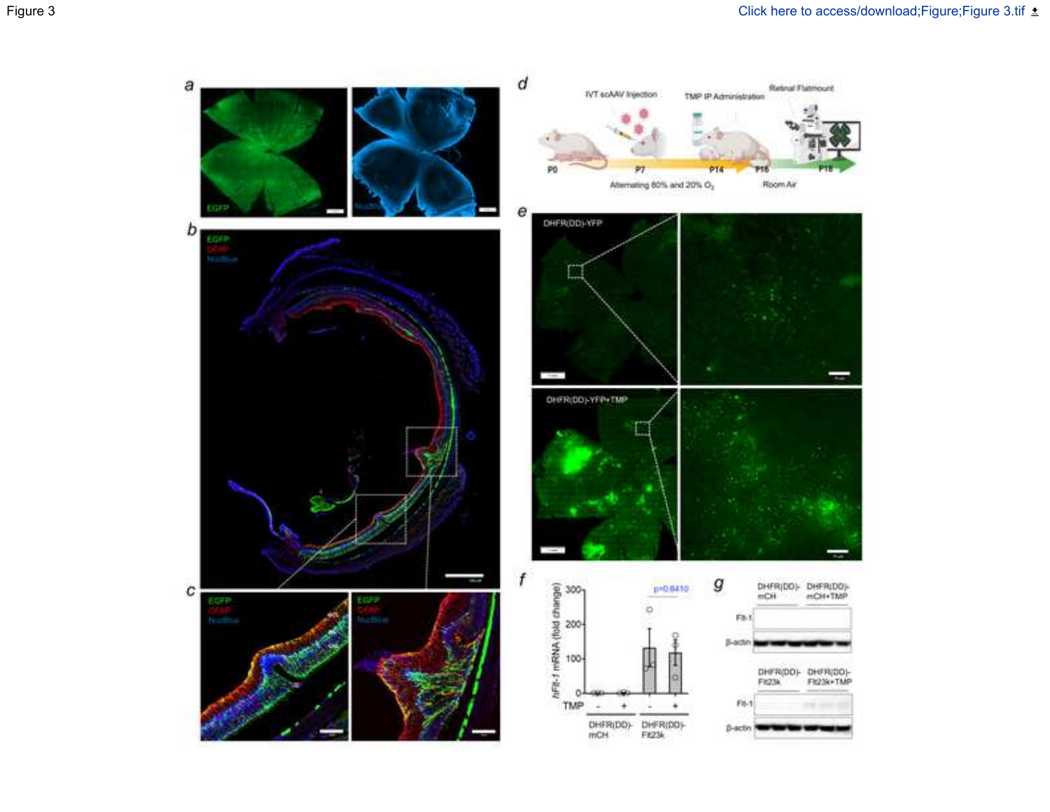Figure 3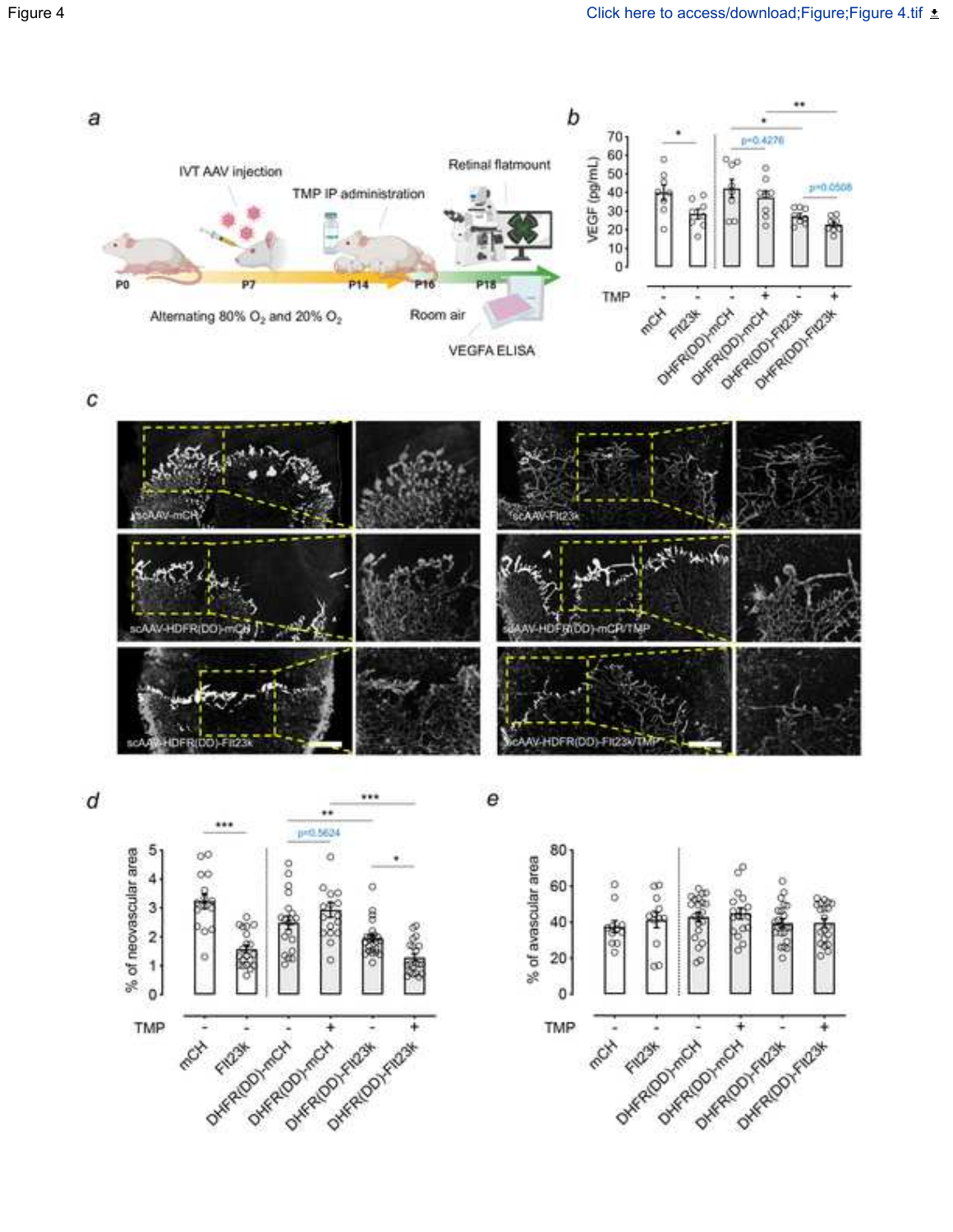Figure 4

Click here to access/download;Figure;Figure 4.tif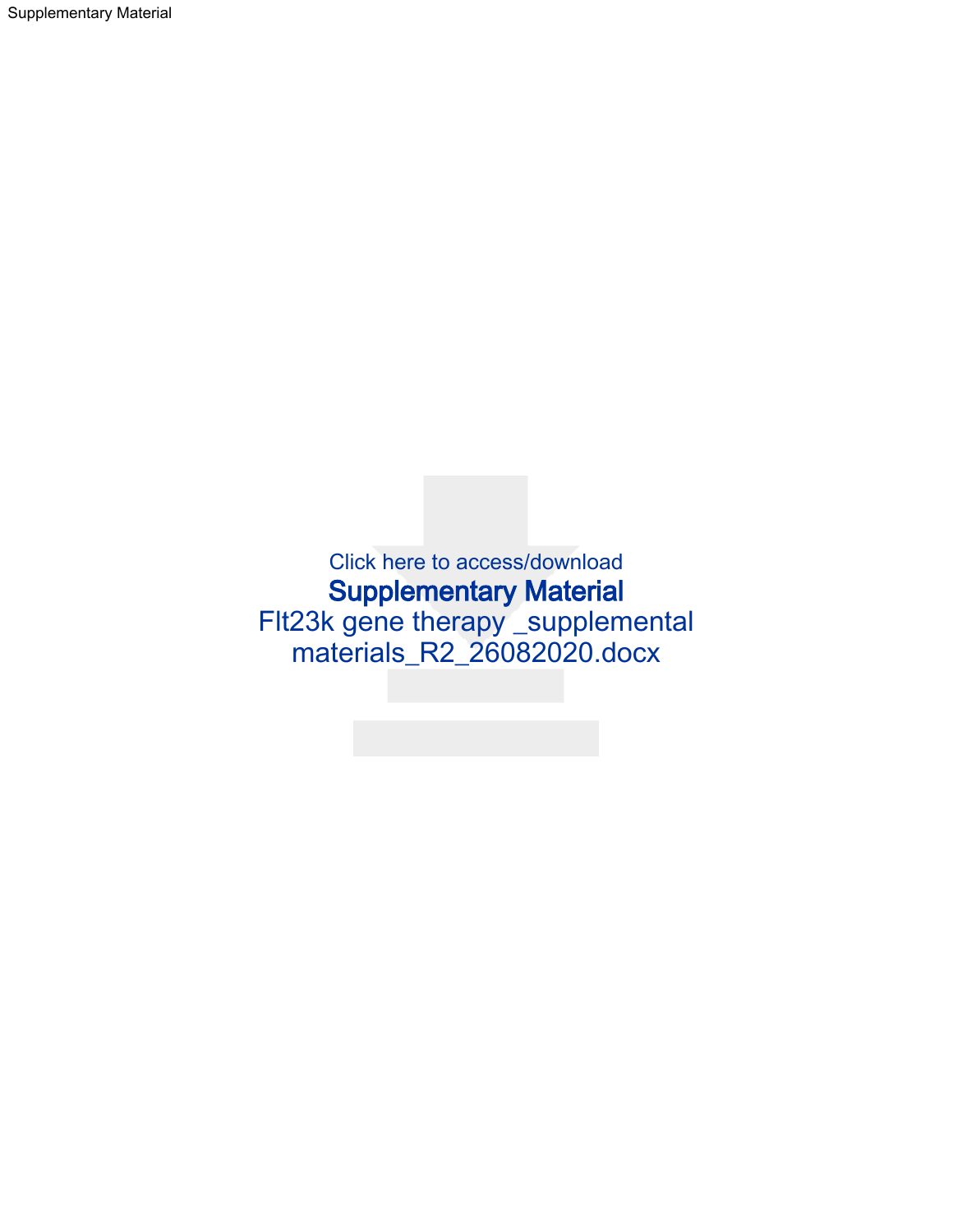Supplementary Material

Click here to access/download

**Supplementary Material**

Flt23k gene therapy _supplemental materials_R2_26082020.docx